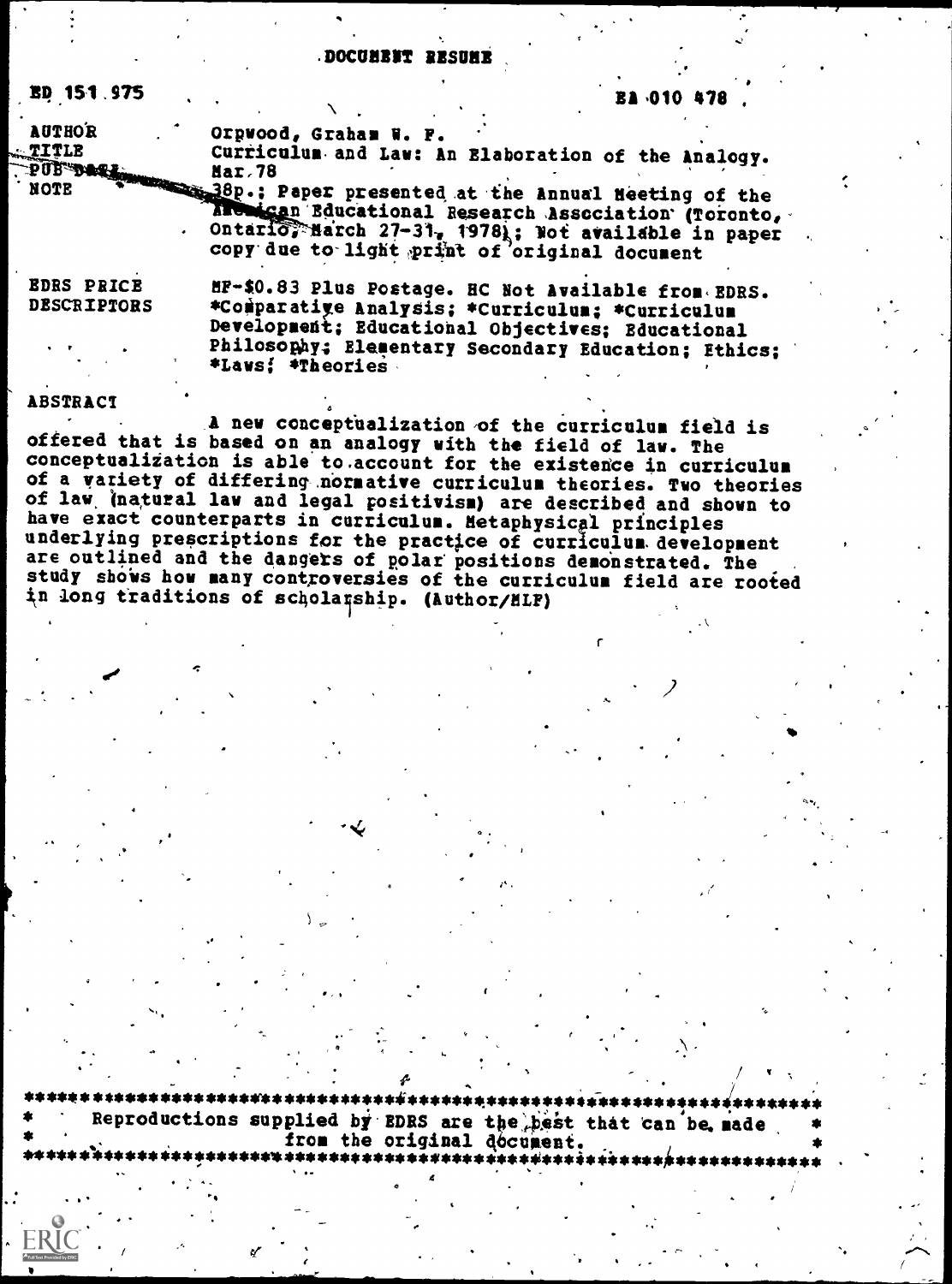# DOCUMENT RESUME

ED 151 975 EA 010 478

| | |
|---|---|
| AUTHOR | Orpwood, Graham W. F. |
| TITLE | Curriculum and Law: An Elaboration of the Analogy. |
| PUB DATE | Mar 78 |
| NOTE | 38p.; Paper presented at the Annual Meeting of the American Educational Research Association (Toronto, Ontario, March 27-31, 1978); Not available in paper copy due to light print of original document |
| EDRS PRICE | MF-$0.83 Plus Postage. HC Not Available from EDRS. |
| DESCRIPTORS | *Comparative Analysis; *Curriculum; *Curriculum Development; Educational Objectives; Educational Philosophy; Elementary Secondary Education; Ethics; *Laws; *Theories |

## ABSTRACT

A new conceptualization of the curriculum field is offered that is based on an analogy with the field of law. The conceptualization is able to account for the existence in curriculum of a variety of differing normative curriculum theories. Two theories of law (natural law and legal positivism) are described and shown to have exact counterparts in curriculum. Metaphysical principles underlying prescriptions for the practice of curriculum development are outlined and the dangers of polar positions demonstrated. The study shows how many controversies of the curriculum field are rooted in long traditions of scholarship. (Author/MLF)

---

Reproductions supplied by EDRS are the best that can be made from the original document.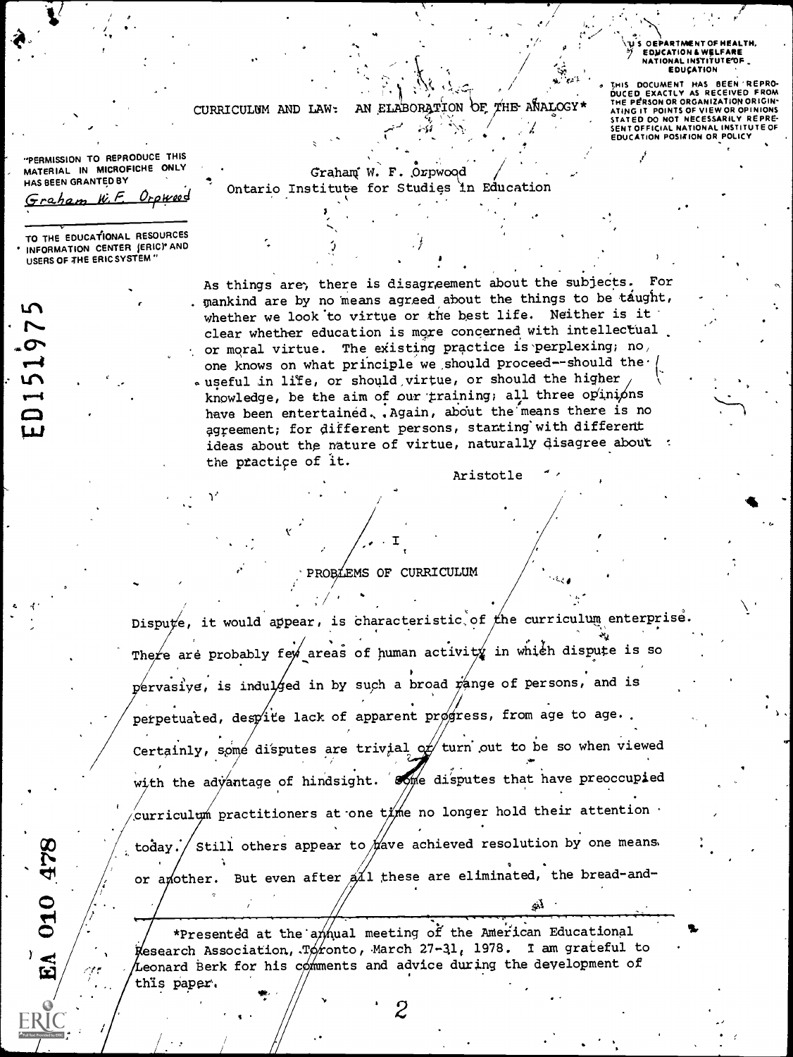U.S. DEPARTMENT OF HEALTH, EDUCATION & WELFARE
NATIONAL INSTITUTE OF EDUCATION

THIS DOCUMENT HAS BEEN REPRODUCED EXACTLY AS RECEIVED FROM THE PERSON OR ORGANIZATION ORIGINATING IT. POINTS OF VIEW OR OPINIONS STATED DO NOT NECESSARILY REPRESENT OFFICIAL NATIONAL INSTITUTE OF EDUCATION POSITION OR POLICY

"PERMISSION TO REPRODUCE THIS MATERIAL IN MICROFICHE ONLY HAS BEEN GRANTED BY
Graham W. F. Orpwood
TO THE EDUCATIONAL RESOURCES INFORMATION CENTER (ERIC) AND USERS OF THE ERIC SYSTEM"

ED151975

EA 010 478

# CURRICULUM AND LAW: AN ELABORATION OF THE ANALOGY*

Graham W. F. Orpwood
Ontario Institute for Studies in Education

> As things are, there is disagreement about the subjects. For mankind are by no means agreed about the things to be taught, whether we look to virtue or the best life. Neither is it clear whether education is more concerned with intellectual or moral virtue. The existing practice is perplexing; no one knows on what principle we should proceed--should the useful in life, or should virtue, or should the higher knowledge, be the aim of our training; all three opinions have been entertained. Again, about the means there is no agreement; for different persons, starting with different ideas about the nature of virtue, naturally disagree about the practice of it.
>
> Aristotle

## I

## PROBLEMS OF CURRICULUM

Dispute, it would appear, is characteristic of the curriculum enterprise. There are probably few areas of human activity in which dispute is so pervasive, is indulged in by such a broad range of persons, and is perpetuated, despite lack of apparent progress, from age to age. Certainly, some disputes are trivial or turn out to be so when viewed with the advantage of hindsight. Some disputes that have preoccupied curriculum practitioners at one time no longer hold their attention today. Still others appear to have achieved resolution by one means or another. But even after all these are eliminated, the bread-and-

*Presented at the annual meeting of the American Educational Research Association, Toronto, March 27-31, 1978. I am grateful to Leonard Berk for his comments and advice during the development of this paper.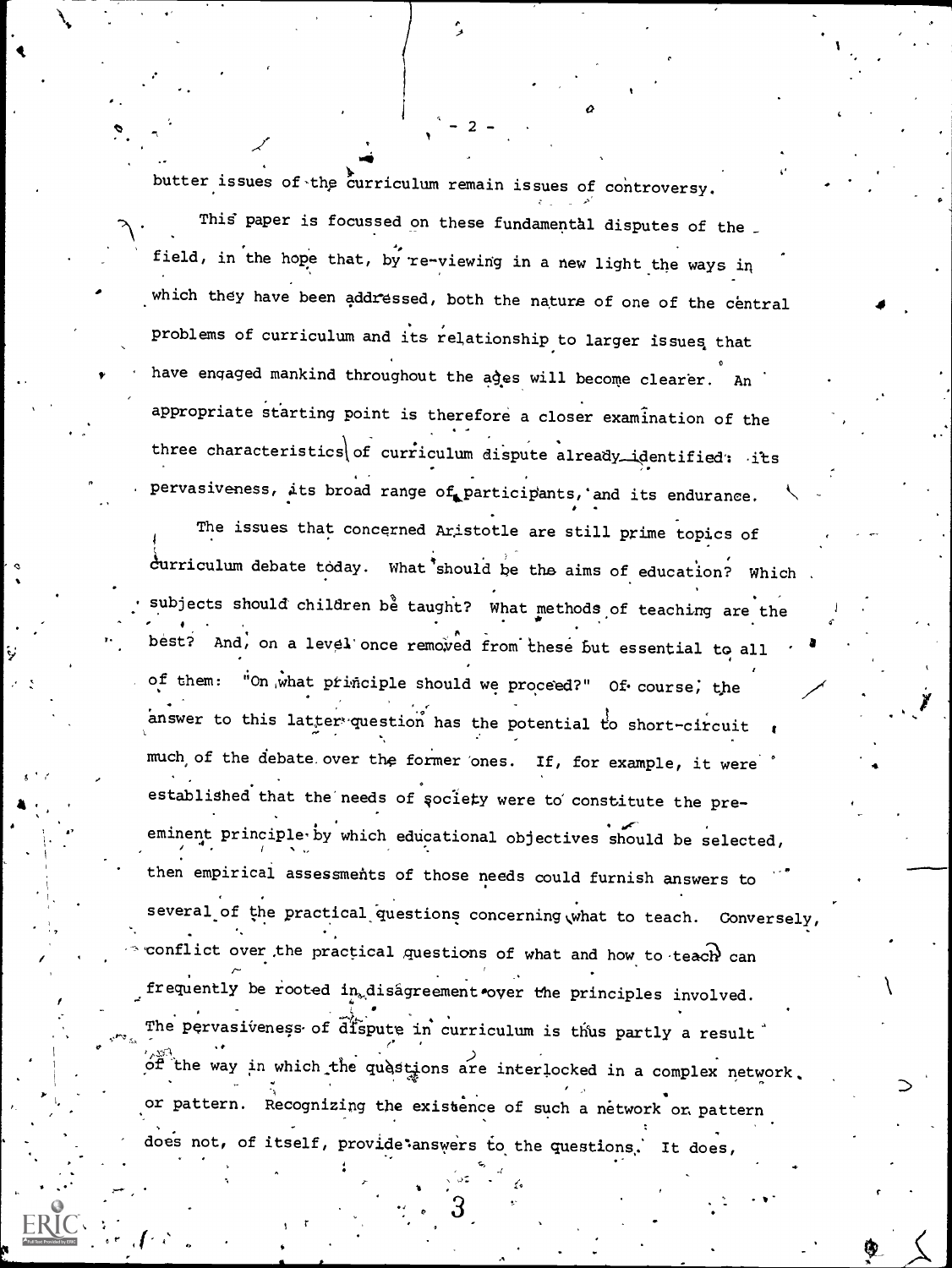butter issues of the curriculum remain issues of controversy.

This paper is focussed on these fundamental disputes of the field, in the hope that, by re-viewing in a new light the ways in which they have been addressed, both the nature of one of the central problems of curriculum and its relationship to larger issues that have engaged mankind throughout the ages will become clearer. An appropriate starting point is therefore a closer examination of the three characteristics of curriculum dispute already identified: its pervasiveness, its broad range of participants, and its endurance.

The issues that concerned Aristotle are still prime topics of curriculum debate today. What should be the aims of education? Which subjects should children be taught? What methods of teaching are the best? And, on a level once removed from these but essential to all of them: "On what principle should we proceed?" Of course, the answer to this latter question has the potential to short-circuit much of the debate over the former ones. If, for example, it were established that the needs of society were to constitute the pre-eminent principle by which educational objectives should be selected, then empirical assessments of those needs could furnish answers to several of the practical questions concerning what to teach. Conversely, conflict over the practical questions of what and how to teach can frequently be rooted in disagreement over the principles involved. The pervasiveness of dispute in curriculum is thus partly a result of the way in which the questions are interlocked in a complex network, or pattern. Recognizing the existence of such a network or pattern does not, of itself, provide answers to the questions. It does,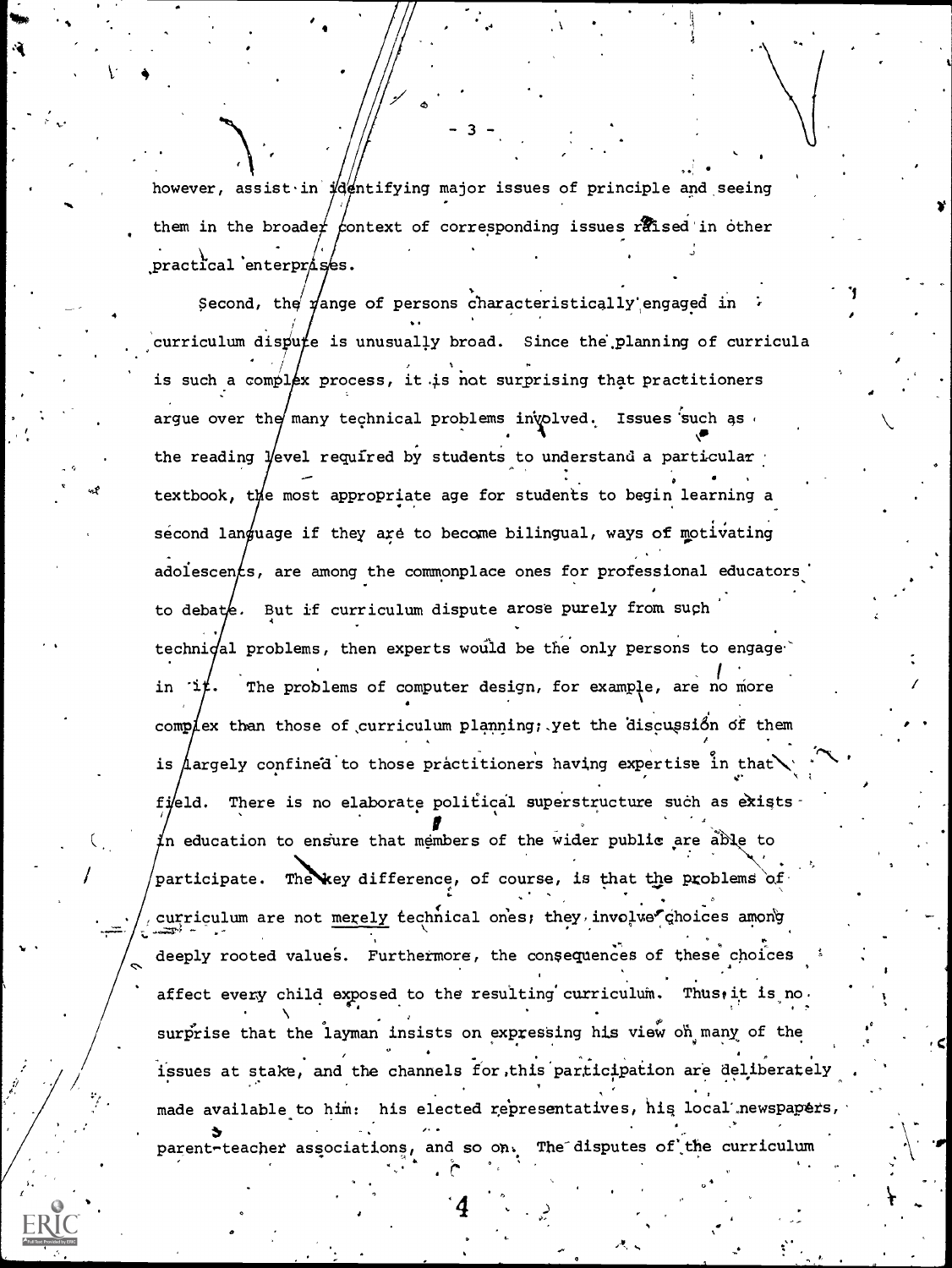however, assist in identifying major issues of principle and seeing them in the broader context of corresponding issues raised in other practical enterprises.

Second, the range of persons characteristically engaged in curriculum dispute is unusually broad. Since the planning of curricula is such a complex process, it is not surprising that practitioners argue over the many technical problems involved. Issues such as the reading level required by students to understand a particular textbook, the most appropriate age for students to begin learning a second language if they are to become bilingual, ways of motivating adolescents, are among the commonplace ones for professional educators to debate. But if curriculum dispute arose purely from such technical problems, then experts would be the only persons to engage in it. The problems of computer design, for example, are no more complex than those of curriculum planning; yet the discussion of them is largely confined to those practitioners having expertise in that field. There is no elaborate political superstructure such as exists in education to ensure that members of the wider public are able to participate. The key difference, of course, is that the problems of curriculum are not _merely_ technical ones; they involve choices among deeply rooted values. Furthermore, the consequences of these choices affect every child exposed to the resulting curriculum. Thus it is no surprise that the layman insists on expressing his view on many of the issues at stake, and the channels for this participation are deliberately made available to him: his elected representatives, his local newspapers, parent-teacher associations, and so on. The disputes of the curriculum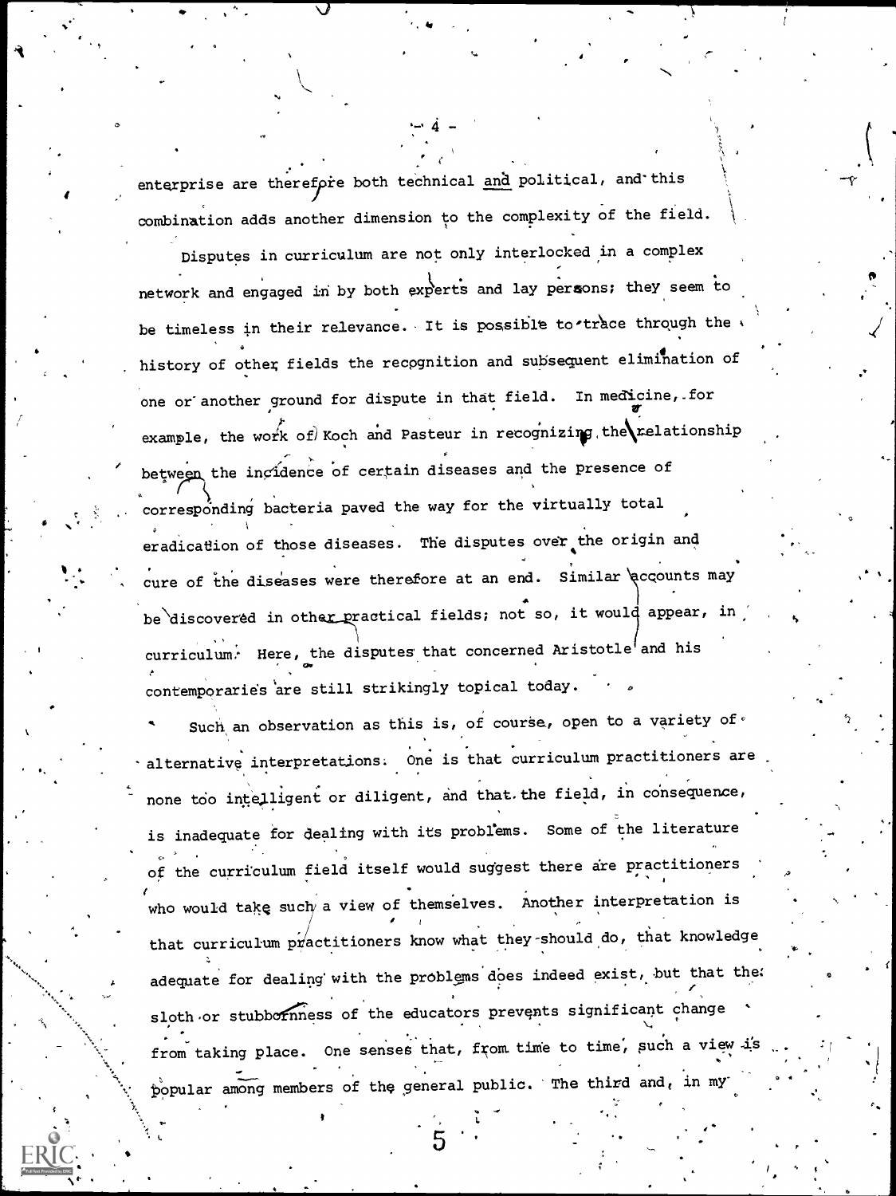enterprise are therefore both technical and political, and this combination adds another dimension to the complexity of the field.

Disputes in curriculum are not only interlocked in a complex network and engaged in by both experts and lay persons; they seem to be timeless in their relevance. It is possible to trace through the history of other fields the recognition and subsequent elimination of one or another ground for dispute in that field. In medicine, for example, the work of Koch and Pasteur in recognizing the relationship between the incidence of certain diseases and the presence of corresponding bacteria paved the way for the virtually total eradication of those diseases. The disputes over the origin and cure of the diseases were therefore at an end. Similar accounts may be discovered in other practical fields; not so, it would appear, in curriculum. Here, the disputes that concerned Aristotle and his contemporaries are still strikingly topical today.

Such an observation as this is, of course, open to a variety of alternative interpretations. One is that curriculum practitioners are none too intelligent or diligent, and that the field, in consequence, is inadequate for dealing with its problems. Some of the literature of the curriculum field itself would suggest there are practitioners who would take such a view of themselves. Another interpretation is that curriculum practitioners know what they should do, that knowledge adequate for dealing with the problems does indeed exist, but that the sloth or stubbornness of the educators prevents significant change from taking place. One senses that, from time to time, such a view is popular among members of the general public. The third and, in my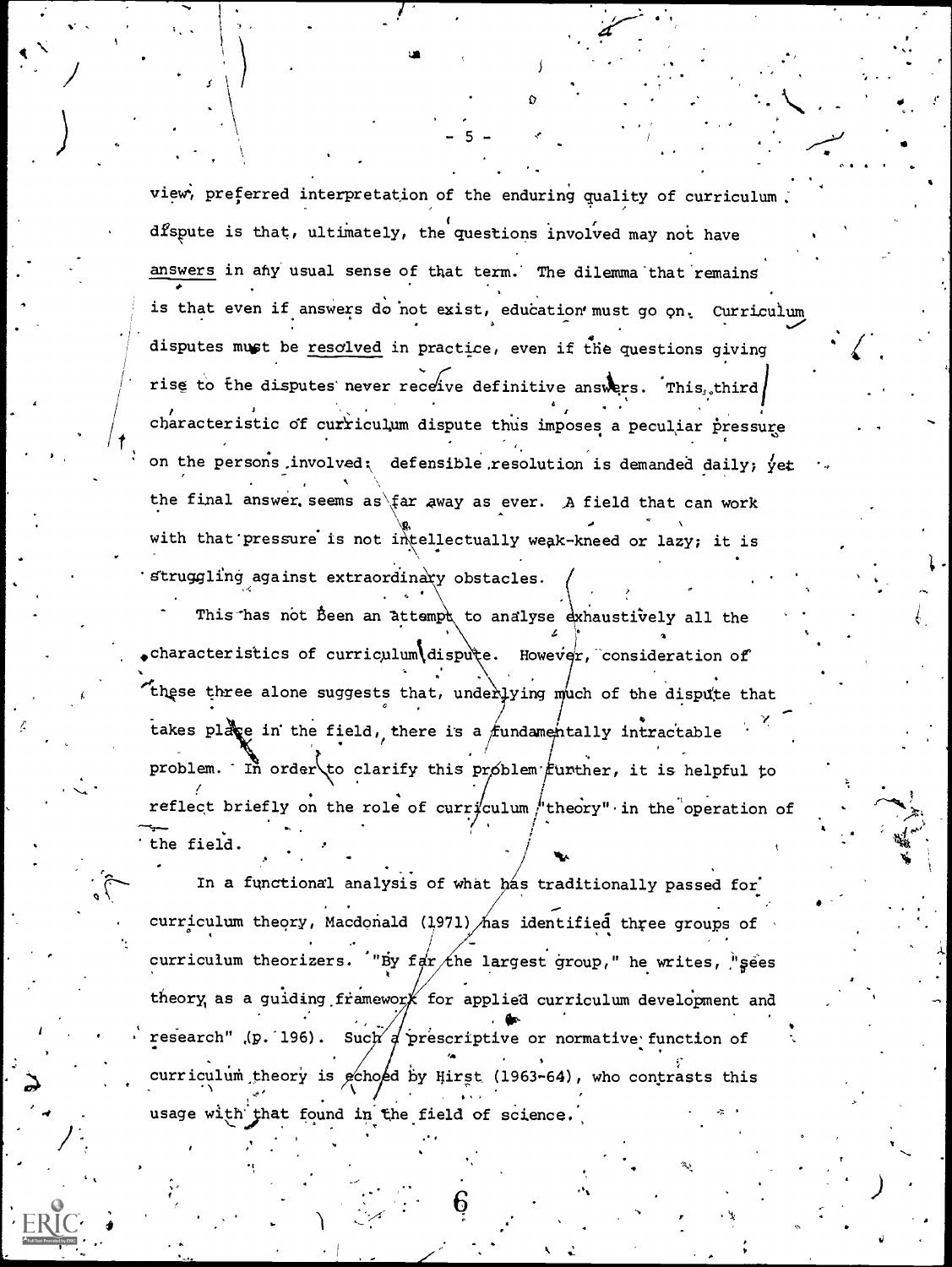view, preferred interpretation of the enduring quality of curriculum dispute is that, ultimately, the questions involved may not have answers in any usual sense of that term. The dilemma that remains is that even if answers do not exist, education must go on. Curriculum disputes must be resolved in practice, even if the questions giving rise to the disputes never receive definitive answers. This third characteristic of curriculum dispute thus imposes a peculiar pressure on the persons involved: defensible resolution is demanded daily; yet the final answer seems as far away as ever. A field that can work with that pressure is not intellectually weak-kneed or lazy; it is struggling against extraordinary obstacles.

This has not been an attempt to analyse exhaustively all the characteristics of curriculum dispute. However, consideration of these three alone suggests that, underlying much of the dispute that takes place in the field, there is a fundamentally intractable problem. In order to clarify this problem further, it is helpful to reflect briefly on the role of curriculum "theory" in the operation of the field.

In a functional analysis of what has traditionally passed for curriculum theory, Macdonald (1971) has identified three groups of curriculum theorizers. "By far the largest group," he writes, "sees theory as a guiding framework for applied curriculum development and research" (p. 196). Such a prescriptive or normative function of curriculum theory is echoed by Hirst (1963-64), who contrasts this usage with that found in the field of science.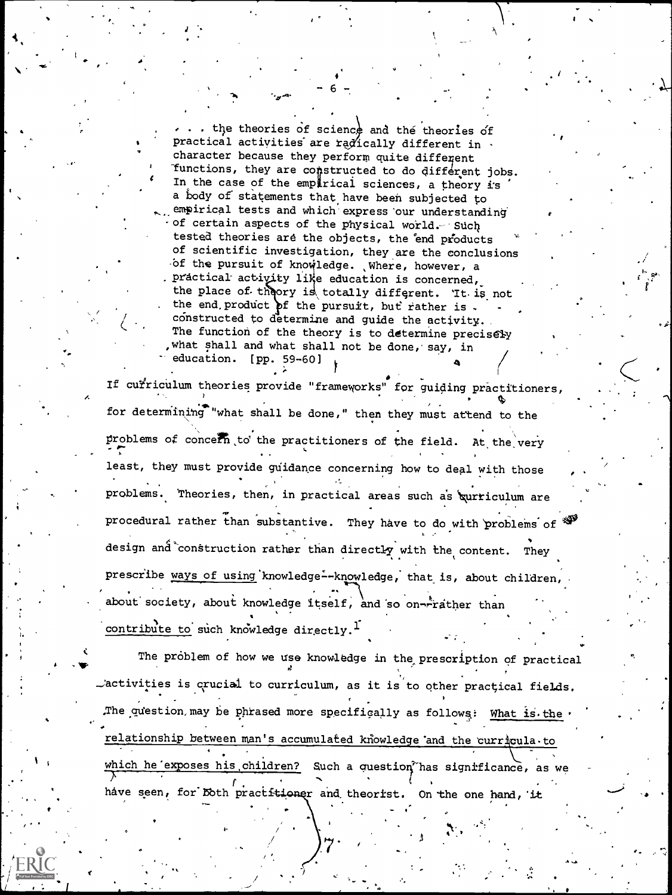> . . . the theories of science and the theories of practical activities are radically different in character because they perform quite different functions, they are constructed to do different jobs. In the case of the empirical sciences, a theory is a body of statements that have been subjected to empirical tests and which express our understanding of certain aspects of the physical world. Such tested theories are the objects, the end products of scientific investigation, they are the conclusions of the pursuit of knowledge. Where, however, a practical activity like education is concerned, the place of theory is totally different. It is not the end product of the pursuit, but rather is constructed to determine and guide the activity. The function of the theory is to determine precisely what shall and what shall not be done, say, in education. [pp. 59-60]

If curriculum theories provide "frameworks" for guiding practitioners, for determining "what shall be done," then they must attend to the problems of concern to the practitioners of the field. At the very least, they must provide guidance concerning how to deal with those problems. Theories, then, in practical areas such as curriculum are procedural rather than substantive. They have to do with problems of design and construction rather than directly with the content. They prescribe <u>ways of using</u> knowledge--knowledge, that is, about children, about society, about knowledge itself, and so on--<u>rather than contribute to</u> such knowledge directly.[1]

The problem of how we use knowledge in the prescription of practical activities is crucial to curriculum, as it is to other practical fields. The question may be phrased more specifically as follows: <u>What is the relationship between man's accumulated knowledge and the curricula to which he exposes his children?</u> Such a question has significance, as we have seen, for both practitioner and theorist. On the one hand, it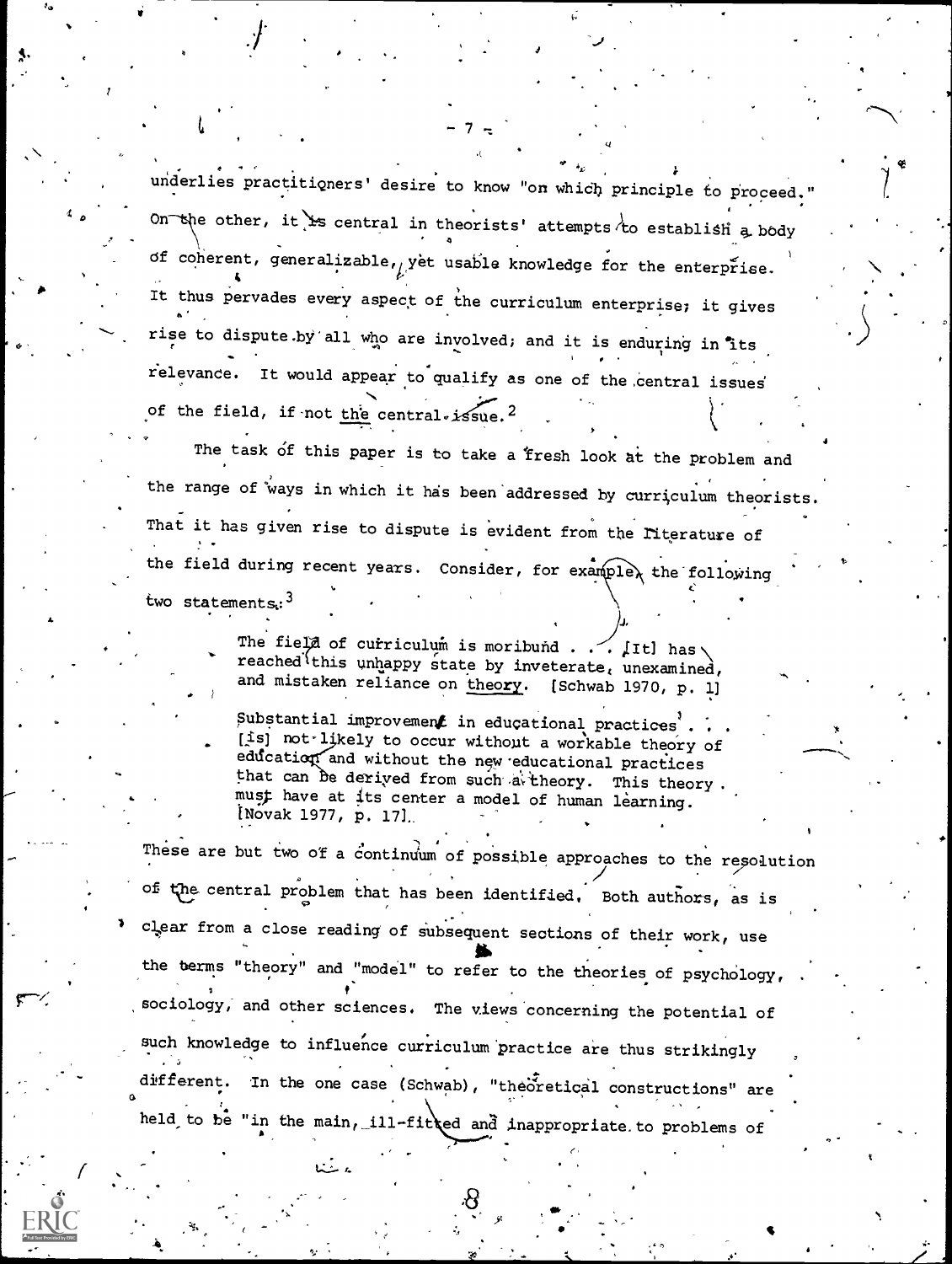underlies practitioners' desire to know "on which principle to proceed." On the other, it is central in theorists' attempts to establish a body of coherent, generalizable, yet usable knowledge for the enterprise. It thus pervades every aspect of the curriculum enterprise; it gives rise to dispute by all who are involved; and it is enduring in its relevance. It would appear to qualify as one of the central issues of the field, if not the central issue.[2]

The task of this paper is to take a fresh look at the problem and the range of ways in which it has been addressed by curriculum theorists. That it has given rise to dispute is evident from the literature of the field during recent years. Consider, for example, the following two statements:[3]

> The field of curriculum is moribund . . . [It] has reached this unhappy state by inveterate, unexamined, and mistaken reliance on theory. [Schwab 1970, p. 1]

> Substantial improvement in educational practices . . . [is] not likely to occur without a workable theory of education and without the new educational practices that can be derived from such a theory. This theory must have at its center a model of human learning. [Novak 1977, p. 17].

These are but two of a continuum of possible approaches to the resolution of the central problem that has been identified. Both authors, as is clear from a close reading of subsequent sections of their work, use the terms "theory" and "model" to refer to the theories of psychology, sociology, and other sciences. The views concerning the potential of such knowledge to influence curriculum practice are thus strikingly different. In the one case (Schwab), "theoretical constructions" are held to be "in the main, ill-fitted and inappropriate to problems of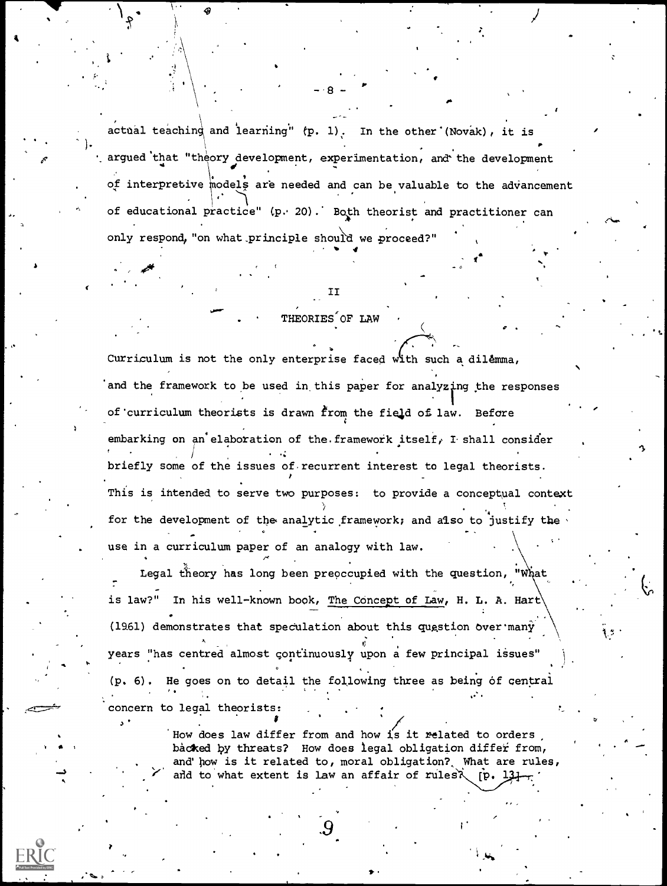actual teaching and learning" (p. 1). In the other (Novak), it is argued that "theory development, experimentation, and the development of interpretive models are needed and can be valuable to the advancement of educational practice" (p. 20). Both theorist and practitioner can only respond, "on what principle should we proceed?"

## II

## THEORIES OF LAW

Curriculum is not the only enterprise faced with such a dilemma, and the framework to be used in this paper for analyzing the responses of curriculum theorists is drawn from the field of law. Before embarking on an elaboration of the framework itself, I shall consider briefly some of the issues of recurrent interest to legal theorists. This is intended to serve two purposes: to provide a conceptual context for the development of the analytic framework; and also to justify the use in a curriculum paper of an analogy with law.

Legal theory has long been preoccupied with the question, "What is law?" In his well-known book, The Concept of Law, H. L. A. Hart (1961) demonstrates that speculation about this question over many years "has centred almost continuously upon a few principal issues" (p. 6). He goes on to detail the following three as being of central concern to legal theorists:

> How does law differ from and how is it related to orders backed by threats? How does legal obligation differ from, and how is it related to, moral obligation? What are rules, and to what extent is law an affair of rules? [p. 13]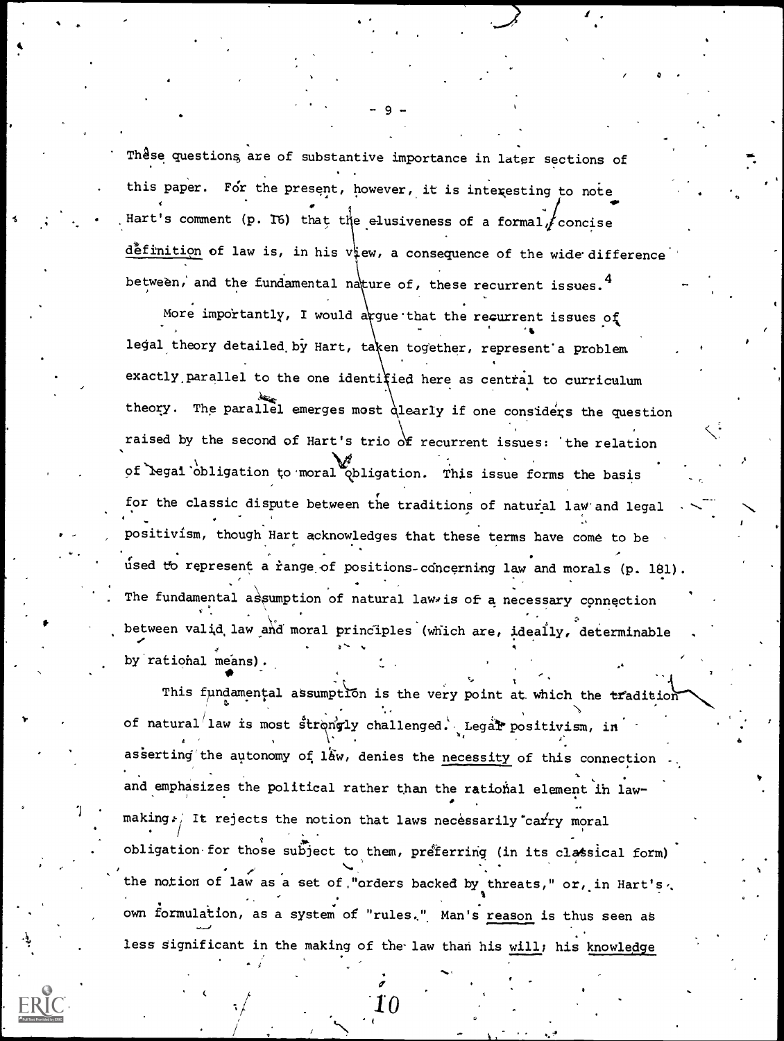These questions are of substantive importance in later sections of this paper. For the present, however, it is interesting to note Hart's comment (p. 16) that the elusiveness of a formal, concise definition of law is, in his view, a consequence of the wide difference between, and the fundamental nature of, these recurrent issues.[4]

More importantly, I would argue that the recurrent issues of legal theory detailed by Hart, taken together, represent a problem exactly parallel to the one identified here as central to curriculum theory. The parallel emerges most clearly if one considers the question raised by the second of Hart's trio of recurrent issues: the relation of legal obligation to moral obligation. This issue forms the basis for the classic dispute between the traditions of natural law and legal positivism, though Hart acknowledges that these terms have come to be used to represent a range of positions concerning law and morals (p. 181). The fundamental assumption of natural law is of a necessary connection between valid law and moral principles (which are, ideally, determinable by rational means).

This fundamental assumption is the very point at which the tradition of natural law is most strongly challenged. Legal positivism, in asserting the autonomy of law, denies the <u>necessity</u> of this connection and emphasizes the political rather than the rational element in law-making. It rejects the notion that laws necessarily carry moral obligation for those subject to them, preferring (in its classical form) the notion of law as a set of "orders backed by threats," or, in Hart's own formulation, as a system of "rules." Man's <u>reason</u> is thus seen as less significant in the making of the law than his <u>will</u>; his <u>knowledge</u>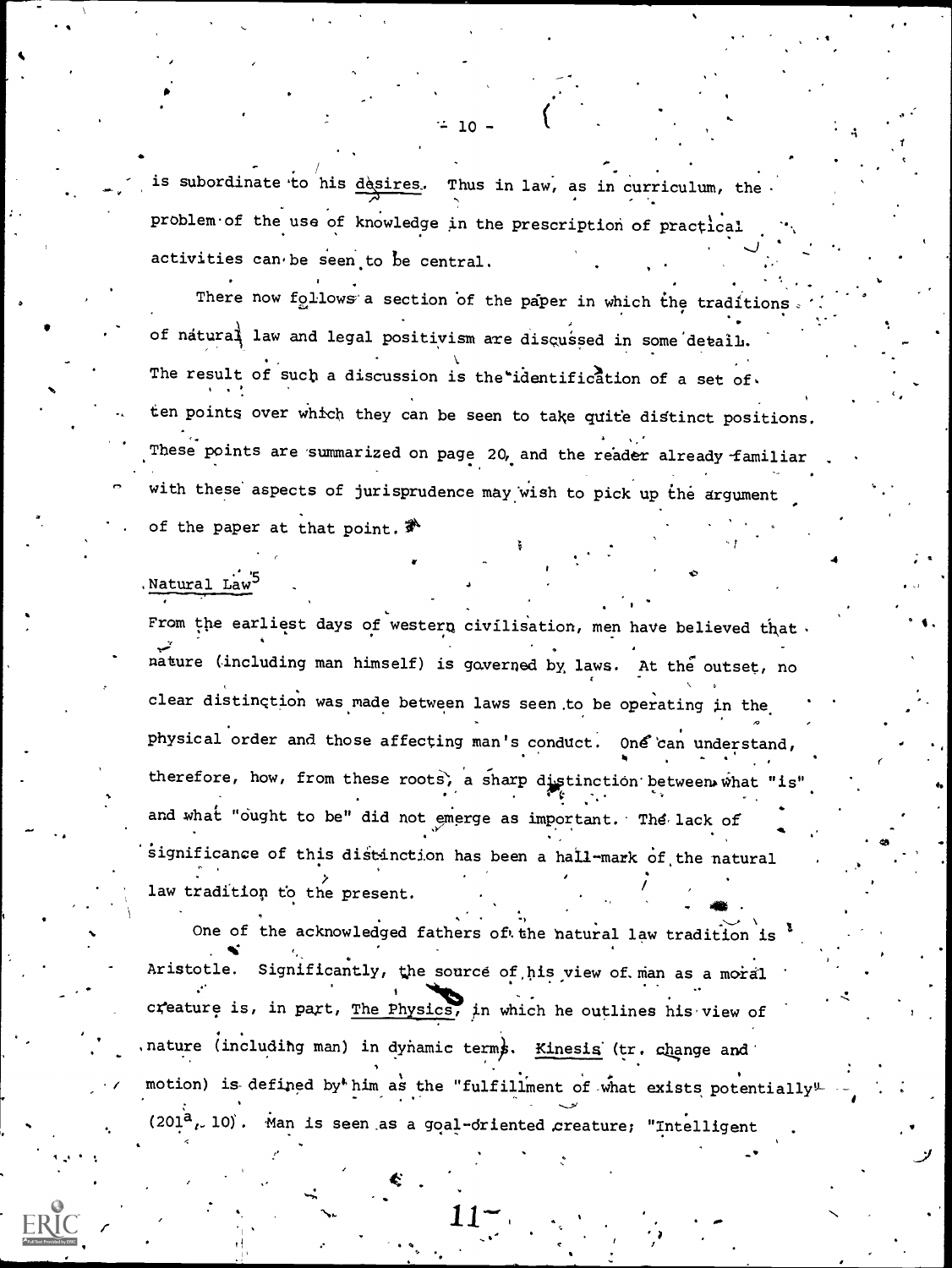is subordinate to his desires. Thus in law, as in curriculum, the problem of the use of knowledge in the prescription of practical activities can be seen to be central.

There now follows a section of the paper in which the traditions of natural law and legal positivism are discussed in some detail. The result of such a discussion is the identification of a set of ten points over which they can be seen to take quite distinct positions. These points are summarized on page 20, and the reader already familiar with these aspects of jurisprudence may wish to pick up the argument of the paper at that point.

## Natural Law[5]

From the earliest days of western civilisation, men have believed that nature (including man himself) is governed by laws. At the outset, no clear distinction was made between laws seen to be operating in the physical order and those affecting man's conduct. One can understand, therefore, how, from these roots, a sharp distinction between what "is" and what "ought to be" did not emerge as important. The lack of significance of this distinction has been a hall-mark of the natural law tradition to the present.

One of the acknowledged fathers of the natural law tradition is Aristotle. Significantly, the source of his view of man as a moral creature is, in part, *The Physics*, in which he outlines his view of nature (including man) in dynamic terms. *Kinesis* (tr. change and motion) is defined by him as the "fulfillment of what exists potentially" ($201^a$, 10). Man is seen as a goal-oriented creature; "Intelligent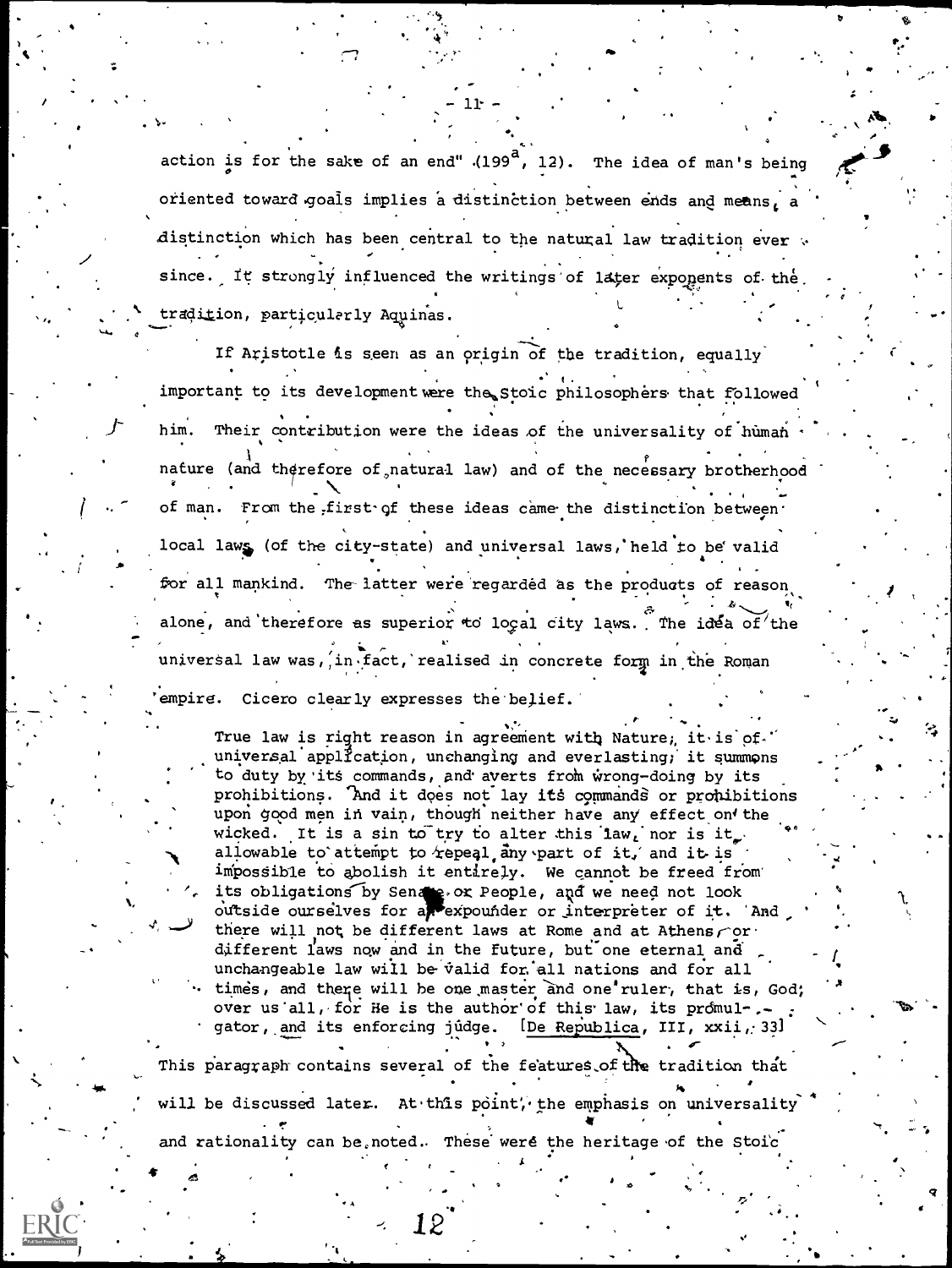action is for the sake of an end" (199$^a$, 12). The idea of man's being oriented toward goals implies a distinction between ends and means, a distinction which has been central to the natural law tradition ever since. It strongly influenced the writings of later exponents of the tradition, particularly Aquinas.

If Aristotle is seen as an origin of the tradition, equally important to its development were the Stoic philosophers that followed him. Their contribution were the ideas of the universality of human nature (and therefore of natural law) and of the necessary brotherhood of man. From the first of these ideas came the distinction between local laws (of the city-state) and universal laws, held to be valid for all mankind. The latter were regarded as the products of reason alone, and therefore as superior to local city laws. The idea of the universal law was, in fact, realised in concrete form in the Roman empire. Cicero clearly expresses the belief.

> True law is right reason in agreement with Nature; it is of universal application, unchanging and everlasting; it summons to duty by its commands, and averts from wrong-doing by its prohibitions. And it does not lay its commands or prohibitions upon good men in vain, though neither have any effect on the wicked. It is a sin to try to alter this law, nor is it allowable to attempt to repeal any part of it, and it is impossible to abolish it entirely. We cannot be freed from its obligations by Senate or People, and we need not look outside ourselves for an expounder or interpreter of it. And there will not be different laws at Rome and at Athens, or different laws now and in the future, but one eternal and unchangeable law will be valid for all nations and for all times, and there will be one master and one ruler, that is, God, over us all, for He is the author of this law, its promulgator, and its enforcing judge. [De Republica, III, xxii, 33]

This paragraph contains several of the features of the tradition that will be discussed later. At this point, the emphasis on universality and rationality can be noted. These were the heritage of the Stoic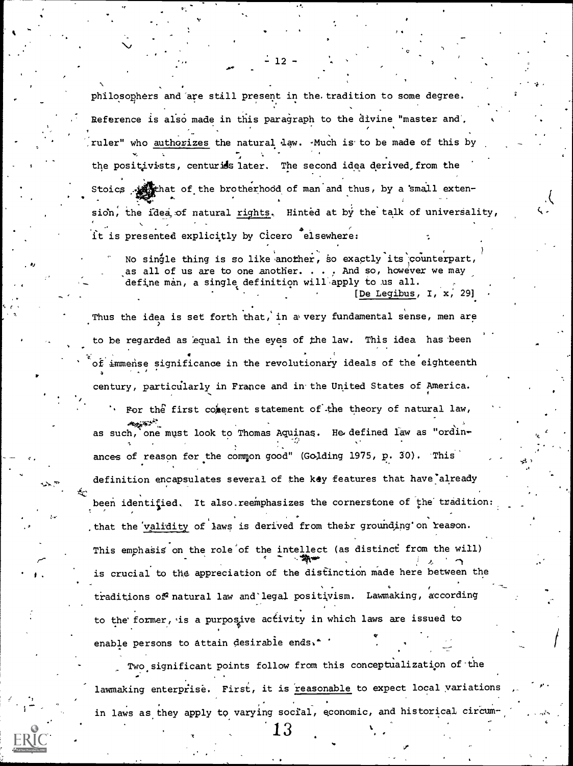philosophers and are still present in the tradition to some degree. Reference is also made in this paragraph to the divine "master and ruler" who authorizes the natural law. Much is to be made of this by the positivists, centuries later. The second idea derived from the Stoics is that of the brotherhood of man and thus, by a small extension, the idea of natural rights. Hinted at by the talk of universality, it is presented explicitly by Cicero elsewhere:

> No single thing is so like another, so exactly its counterpart, as all of us are to one another. . . . And so, however we may define man, a single definition will apply to us all.
>
> [De Legibus, I, x, 29]

Thus the idea is set forth that, in a very fundamental sense, men are to be regarded as equal in the eyes of the law. This idea has been of immense significance in the revolutionary ideals of the eighteenth century, particularly in France and in the United States of America.

For the first coherent statement of the theory of natural law, as such, one must look to Thomas Aquinas. He defined law as "ordinances of reason for the common good" (Golding 1975, p. 30). This definition encapsulates several of the key features that have already been identified. It also reemphasizes the cornerstone of the tradition: that the validity of laws is derived from their grounding on reason. This emphasis on the role of the intellect (as distinct from the will) is crucial to the appreciation of the distinction made here between the traditions of natural law and legal positivism. Lawmaking, according to the former, is a purposive activity in which laws are issued to enable persons to attain desirable ends.

Two significant points follow from this conceptualization of the lawmaking enterprise. First, it is reasonable to expect local variations in laws as they apply to varying social, economic, and historical circum-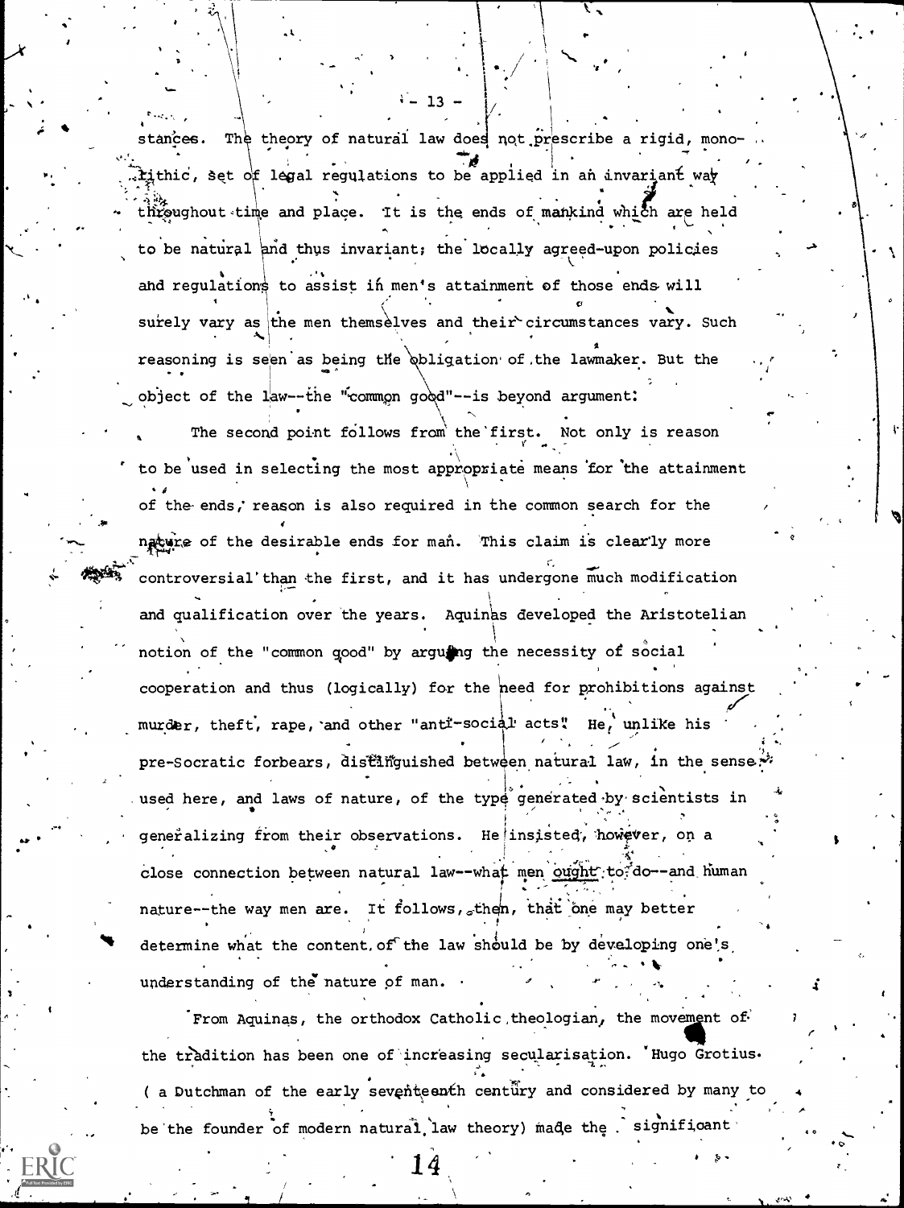stances. The theory of natural law does not prescribe a rigid, monolithic, set of legal regulations to be applied in an invariant way throughout time and place. It is the ends of mankind which are held to be natural and thus invariant; the locally agreed-upon policies and regulations to assist in men's attainment of those ends will surely vary as the men themselves and their circumstances vary. Such reasoning is seen as being the obligation of the lawmaker. But the object of the law--the "common good"--is beyond argument.

The second point follows from the first. Not only is reason to be used in selecting the most appropriate means for the attainment of the ends, reason is also required in the common search for the nature of the desirable ends for man. This claim is clearly more controversial than the first, and it has undergone much modification and qualification over the years. Aquinas developed the Aristotelian notion of the "common good" by arguing the necessity of social cooperation and thus (logically) for the need for prohibitions against murder, theft, rape, and other "anti-social acts." He, unlike his pre-Socratic forbears, distinguished between natural law, in the sense used here, and laws of nature, of the type generated by scientists in generalizing from their observations. He insisted, however, on a close connection between natural law--what men <u>ought</u> to do--and human nature--the way men are. It follows, then, that one may better determine what the content of the law should be by developing one's understanding of the nature of man.

From Aquinas, the orthodox Catholic theologian, the movement of the tradition has been one of increasing secularisation. Hugo Grotius ( a Dutchman of the early seventeenth century and considered by many to be the founder of modern natural law theory) made the significant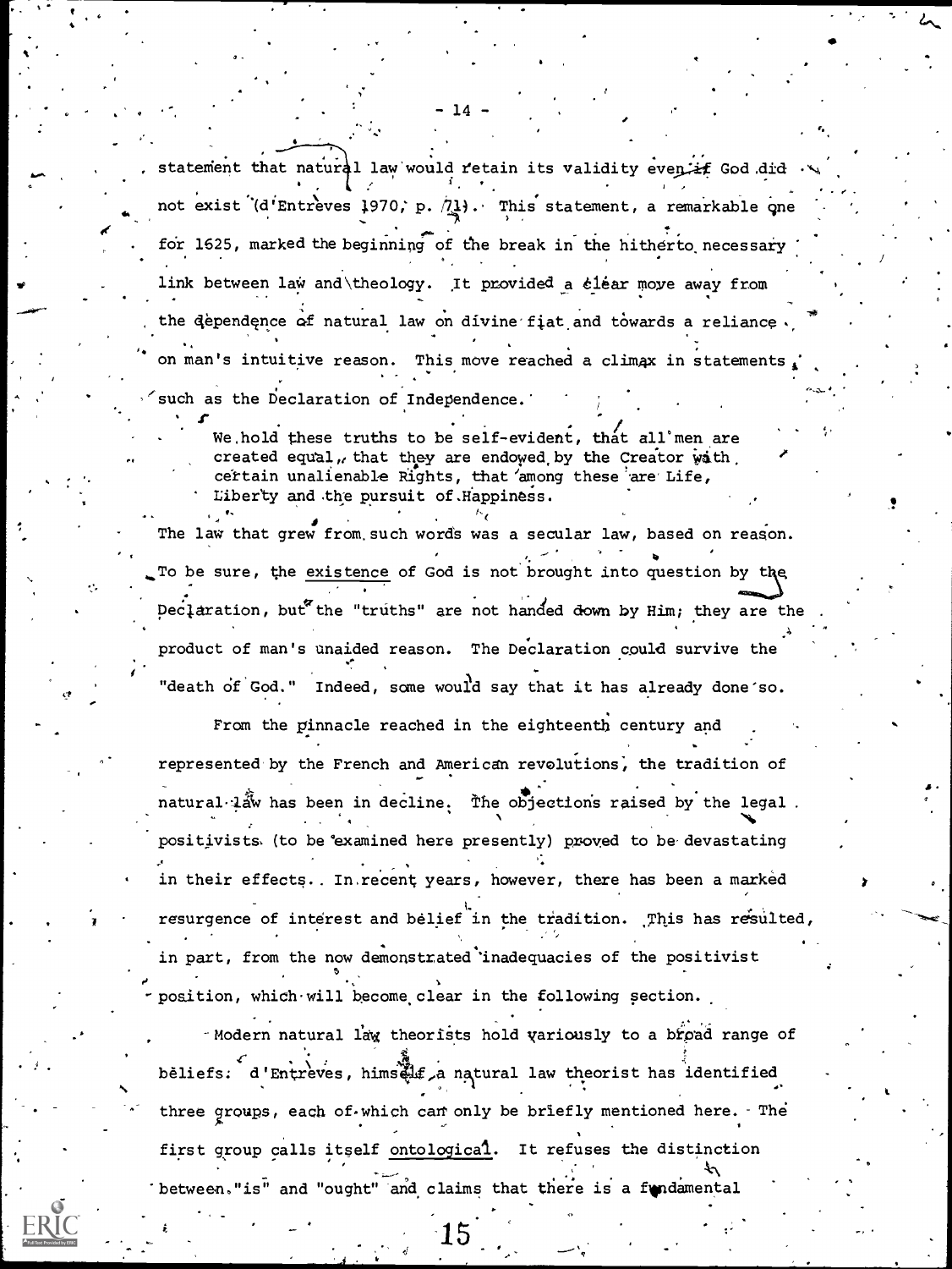statement that natural law would retain its validity even if God did not exist (d'Entrèves 1970, p. 71). This statement, a remarkable one for 1625, marked the beginning of the break in the hitherto necessary link between law and theology. It provided a clear move away from the dependence of natural law on divine fiat and towards a reliance on man's intuitive reason. This move reached a climax in statements such as the Declaration of Independence.

> We hold these truths to be self-evident, that all men are created equal, that they are endowed by the Creator with certain unalienable Rights, that among these are Life, Liberty and the pursuit of Happiness.

The law that grew from such words was a secular law, based on reason. To be sure, the <u>existence</u> of God is not brought into question by the Declaration, but the "truths" are not handed down by Him; they are the product of man's unaided reason. The Declaration could survive the "death of God." Indeed, some would say that it has already done so.

From the pinnacle reached in the eighteenth century and represented by the French and American revolutions, the tradition of natural law has been in decline. The objections raised by the legal positivists (to be examined here presently) proved to be devastating in their effects. In recent years, however, there has been a marked resurgence of interest and belief in the tradition. This has resulted, in part, from the now demonstrated inadequacies of the positivist position, which will become clear in the following section.

Modern natural law theorists hold variously to a broad range of beliefs. d'Entrèves, himself a natural law theorist has identified three groups, each of which can only be briefly mentioned here. The first group calls itself <u>ontological</u>. It refuses the distinction between "is" and "ought" and claims that there is a fundamental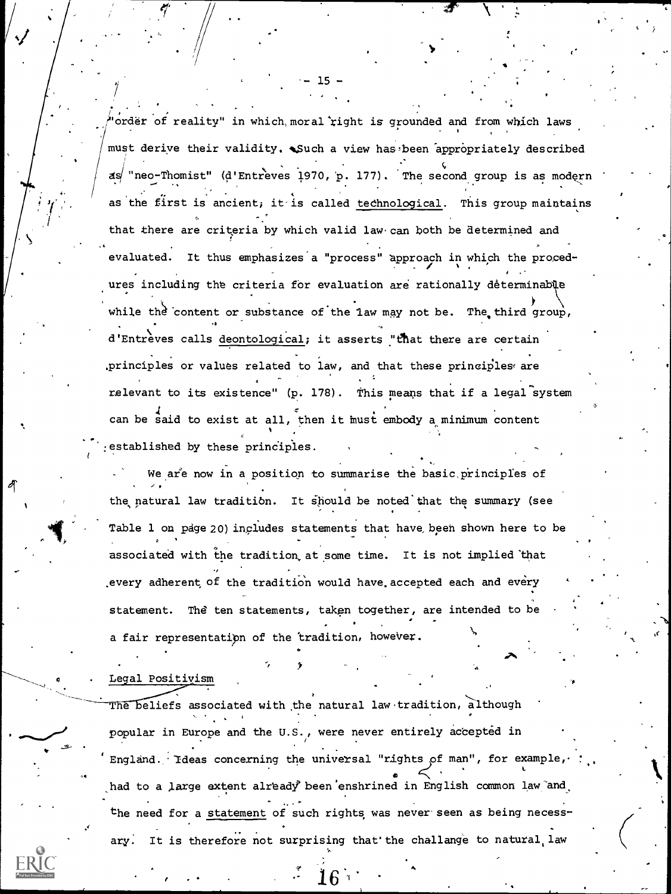"order of reality" in which moral right is grounded and from which laws must derive their validity. Such a view has been appropriately described as "neo-Thomist" (d'Entrèves 1970, p. 177). The second group is as modern as the first is ancient; it is called technological. This group maintains that there are criteria by which valid law can both be determined and evaluated. It thus emphasizes a "process" approach in which the procedures including the criteria for evaluation are rationally determinable while the content or substance of the law may not be. The third group, d'Entrèves calls deontological; it asserts "that there are certain principles or values related to law, and that these principles are relevant to its existence" (p. 178). This means that if a legal system can be said to exist at all, then it must embody a minimum content established by these principles.

We are now in a position to summarise the basic principles of the natural law tradition. It should be noted that the summary (see Table 1 on page 20) includes statements that have been shown here to be associated with the tradition at some time. It is not implied that every adherent of the tradition would have accepted each and every statement. The ten statements, taken together, are intended to be a fair representation of the tradition, however.

## Legal Positivism

The beliefs associated with the natural law tradition, although popular in Europe and the U.S., were never entirely accepted in England. Ideas concerning the universal "rights of man", for example, had to a large extent already been enshrined in English common law and the need for a statement of such rights was never seen as being necessary. It is therefore not surprising that the challange to natural law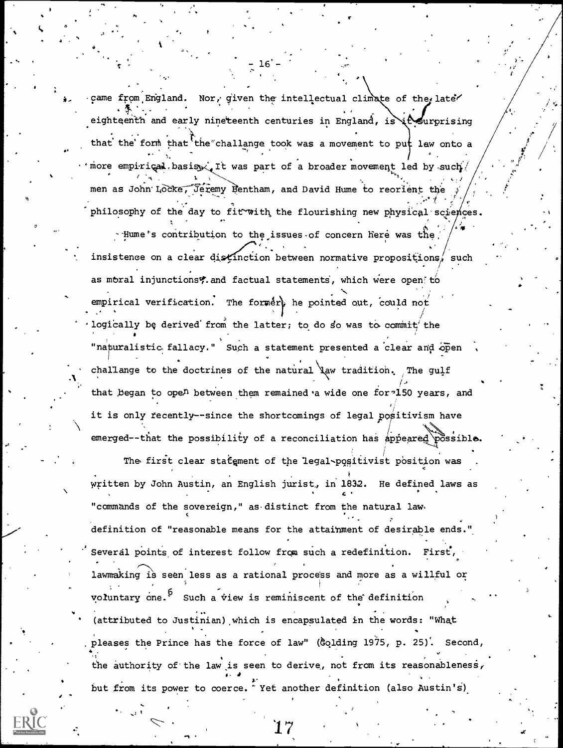came from England. Nor, given the intellectual climate of the late eighteenth and early nineteenth centuries in England, is it surprising that the form that the challange took was a movement to put law onto a more empirical basis. It was part of a broader movement led by such men as John Locke, Jeremy Bentham, and David Hume to reorient the philosophy of the day to fit with the flourishing new physical sciences.

Hume's contribution to the issues of concern here was the insistence on a clear distinction between normative propositions, such as moral injunctions, and factual statements, which were open to empirical verification. The former, he pointed out, could not logically be derived from the latter; to do so was to commit the "naturalistic fallacy." Such a statement presented a clear and open challange to the doctrines of the natural law tradition. The gulf that began to open between them remained a wide one for 150 years, and it is only recently--since the shortcomings of legal positivism have emerged--that the possibility of a reconciliation has appeared possible.

The first clear statement of the legal-positivist position was written by John Austin, an English jurist, in 1832. He defined laws as "commands of the sovereign," as distinct from the natural law definition of "reasonable means for the attainment of desirable ends." Several points of interest follow from such a redefinition. First, lawmaking is seen less as a rational process and more as a willful or voluntary one.[6] Such a view is reminiscent of the definition (attributed to Justinian) which is encapsulated in the words: "What pleases the Prince has the force of law" (Golding 1975, p. 25). Second, the authority of the law is seen to derive, not from its reasonableness, but from its power to coerce. Yet another definition (also Austin's)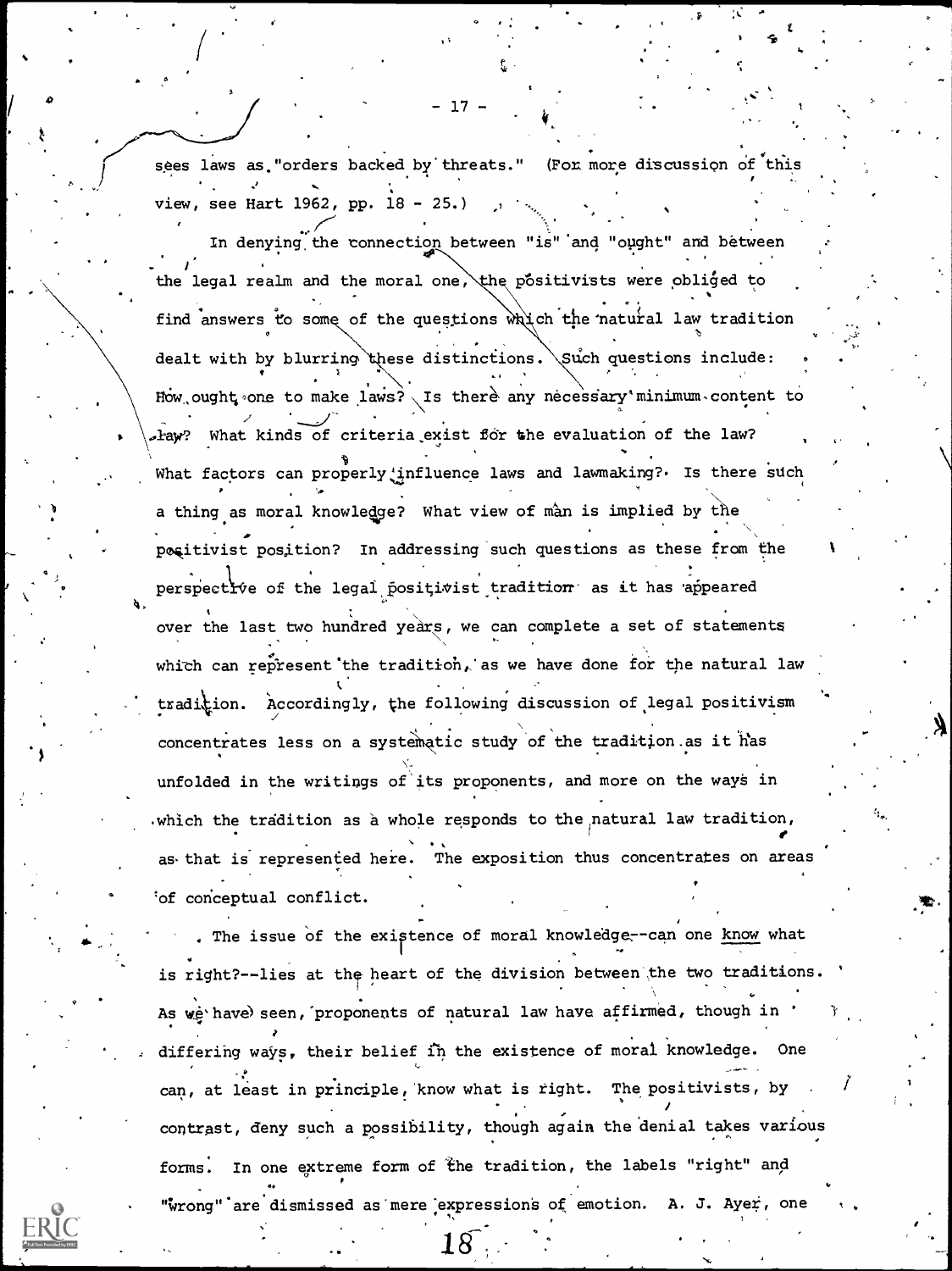sees laws as "orders backed by threats." (For more discussion of this view, see Hart 1962, pp. 18 - 25.)

In denying the connection between "is" and "ought" and between the legal realm and the moral one, the positivists were obliged to find answers to some of the questions which the natural law tradition dealt with by blurring these distinctions. Such questions include: How ought one to make laws? Is there any necessary minimum content to law? What kinds of criteria exist for the evaluation of the law? What factors can properly influence laws and lawmaking? Is there such a thing as moral knowledge? What view of man is implied by the positivist position? In addressing such questions as these from the perspective of the legal positivist tradition as it has appeared over the last two hundred years, we can complete a set of statements which can represent the tradition, as we have done for the natural law tradition. Accordingly, the following discussion of legal positivism concentrates less on a systematic study of the tradition as it has unfolded in the writings of its proponents, and more on the ways in which the tradition as a whole responds to the natural law tradition, as that is represented here. The exposition thus concentrates on areas of conceptual conflict.

The issue of the existence of moral knowledge--can one _know_ what is right?--lies at the heart of the division between the two traditions. As we have seen, proponents of natural law have affirmed, though in differing ways, their belief in the existence of moral knowledge. One can, at least in principle, know what is right. The positivists, by contrast, deny such a possibility, though again the denial takes various forms. In one extreme form of the tradition, the labels "right" and "wrong" are dismissed as mere expressions of emotion. A. J. Ayer, one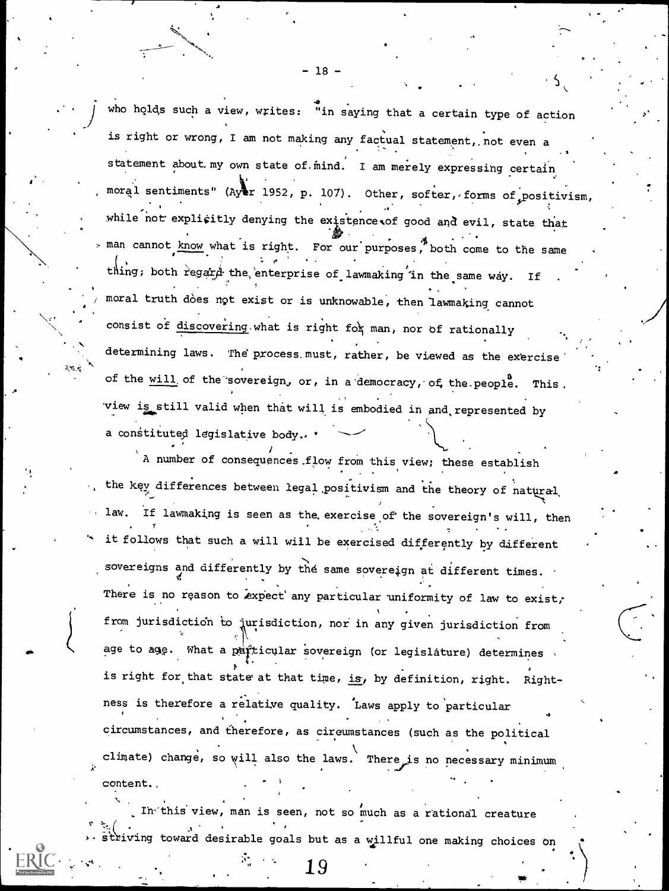who holds such a view, writes: "in saying that a certain type of action is right or wrong, I am not making any factual statement, not even a statement about my own state of mind. I am merely expressing certain moral sentiments" (Ayer 1952, p. 107). Other, softer, forms of positivism, while not explicitly denying the existence of good and evil, state that man cannot _know_ what is right. For our purposes, both come to the same thing; both regard the enterprise of lawmaking in the same way. If moral truth does not exist or is unknowable, then lawmaking cannot consist of _discovering_ what is right for man, nor of rationally determining laws. The process must, rather, be viewed as the exercise of the _will_ of the sovereign, or, in a democracy, of the people. This view is still valid when that will is embodied in and represented by a constituted legislative body.

A number of consequences flow from this view; these establish the key differences between legal positivism and the theory of natural law. If lawmaking is seen as the exercise of the sovereign's will, then it follows that such a will will be exercised differently by different sovereigns and differently by the same sovereign at different times. There is no reason to expect any particular uniformity of law to exist, from jurisdiction to jurisdiction, nor in any given jurisdiction from age to age. What a particular sovereign (or legislature) determines is right for that state at that time, _is_, by definition, right. Rightness is therefore a relative quality. Laws apply to particular circumstances, and therefore, as circumstances (such as the political climate) change, so will also the laws. There is no necessary minimum content.

In this view, man is seen, not so much as a rational creature striving toward desirable goals but as a willful one making choices on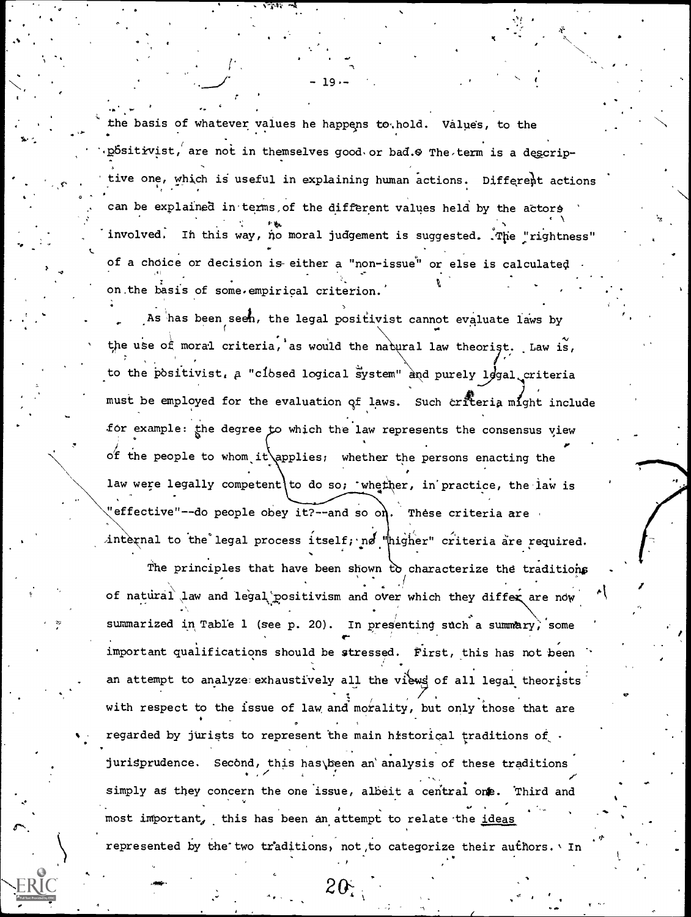the basis of whatever values he happens to hold. Values, to the positivist, are not in themselves good or bad. The term is a descriptive one, which is useful in explaining human actions. Different actions can be explained in terms of the different values held by the actors involved. In this way, no moral judgement is suggested. The "rightness" of a choice or decision is either a "non-issue" or else is calculated on the basis of some empirical criterion.

As has been seen, the legal positivist cannot evaluate laws by the use of moral criteria, as would the natural law theorist. Law is, to the positivist, a "closed logical system" and purely legal criteria must be employed for the evaluation of laws. Such criteria might include for example: the degree to which the law represents the consensus view of the people to whom it applies; whether the persons enacting the law were legally competent to do so; whether, in practice, the law is "effective"--do people obey it?--and so on. These criteria are internal to the legal process itself; no "higher" criteria are required.

The principles that have been shown to characterize the traditions of natural law and legal positivism and over which they differ are now summarized in Table 1 (see p. 20). In presenting such a summary, some important qualifications should be stressed. First, this has not been an attempt to analyze exhaustively all the views of all legal theorists with respect to the issue of law and morality, but only those that are regarded by jurists to represent the main historical traditions of jurisprudence. Second, this has been an analysis of these traditions simply as they concern the one issue, albeit a central one. Third and most important, this has been an attempt to relate the <u>ideas</u> represented by the two traditions, not to categorize their authors. In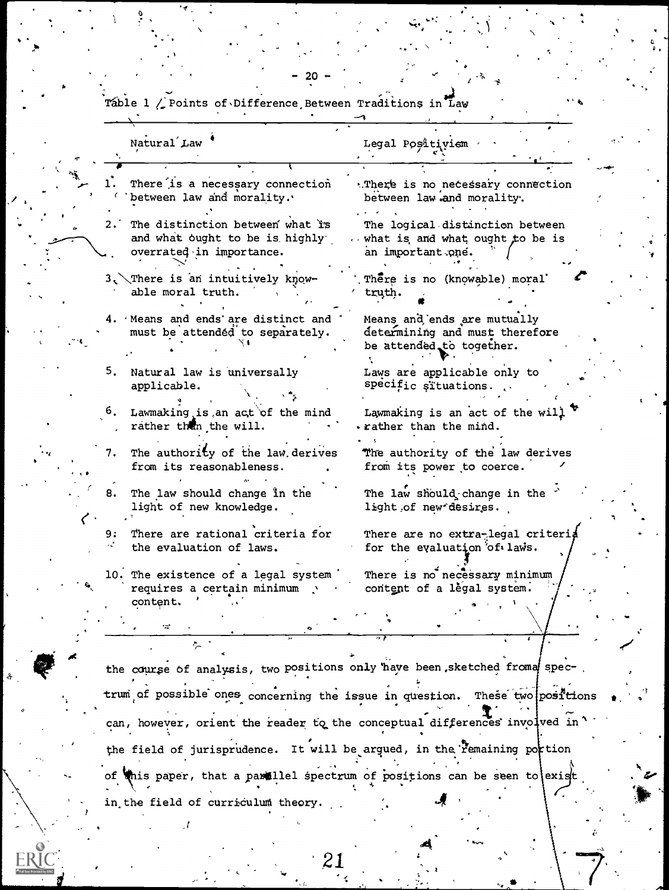Table 1 / Points of Difference Between Traditions in Law

| | Natural Law | Legal Positivism |
|---|---|---|
| 1. | There is a necessary connection between law and morality. | There is no necessary connection between law and morality. |
| 2. | The distinction between what is and what ought to be is highly overrated in importance. | The logical distinction between what is and what ought to be is an important one. |
| 3. | There is an intuitively knowable moral truth. | There is no (knowable) moral truth. |
| 4. | Means and ends are distinct and must be attended to separately. | Means and ends are mutually determining and must therefore be attended to together. |
| 5. | Natural law is universally applicable. | Laws are applicable only to specific situations. |
| 6. | Lawmaking is an act of the mind rather than the will. | Lawmaking is an act of the will rather than the mind. |
| 7. | The authority of the law derives from its reasonableness. | The authority of the law derives from its power to coerce. |
| 8. | The law should change in the light of new knowledge. | The law should change in the light of new desires. |
| 9. | There are rational criteria for the evaluation of laws. | There are no extra-legal criteria for the evaluation of laws. |
| 10. | The existence of a legal system requires a certain minimum content. | There is no necessary minimum content of a legal system. |

the course of analysis, two positions only have been sketched from a spectrum of possible ones concerning the issue in question. These two positions can, however, orient the reader to the conceptual differences involved in the field of jurisprudence. It will be argued, in the remaining portion of this paper, that a parallel spectrum of positions can be seen to exist in the field of curriculum theory.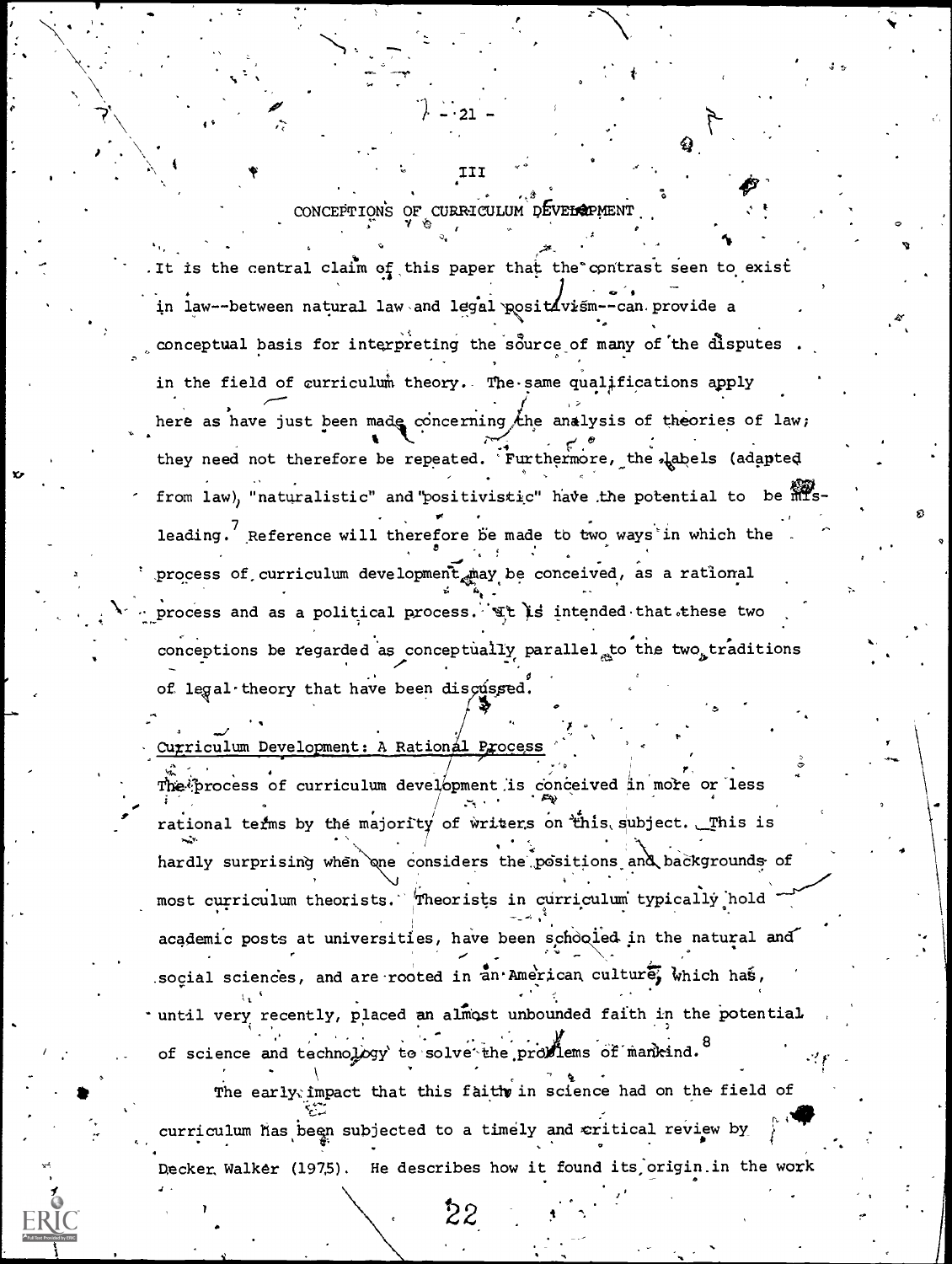## III

## CONCEPTIONS OF CURRICULUM DEVELOPMENT

It is the central claim of this paper that the contrast seen to exist in law--between natural law and legal positivism--can provide a conceptual basis for interpreting the source of many of the disputes in the field of curriculum theory. The same qualifications apply here as have just been made concerning the analysis of theories of law; they need not therefore be repeated. Furthermore, the labels (adapted from law), "naturalistic" and "positivistic" have the potential to be misleading.[7] Reference will therefore be made to two ways in which the process of curriculum development may be conceived, as a rational process and as a political process. It is intended that these two conceptions be regarded as conceptually parallel to the two traditions of legal theory that have been discussed.

### Curriculum Development: A Rational Process

The process of curriculum development is conceived in more or less rational terms by the majority of writers on this subject. This is hardly surprising when one considers the positions and backgrounds of most curriculum theorists. Theorists in curriculum typically hold academic posts at universities, have been schooled in the natural and social sciences, and are rooted in an American culture, which has, until very recently, placed an almost unbounded faith in the potential of science and technology to solve the problems of mankind.[8]

The early impact that this faith in science had on the field of curriculum has been subjected to a timely and critical review by Decker Walker (1975). He describes how it found its origin in the work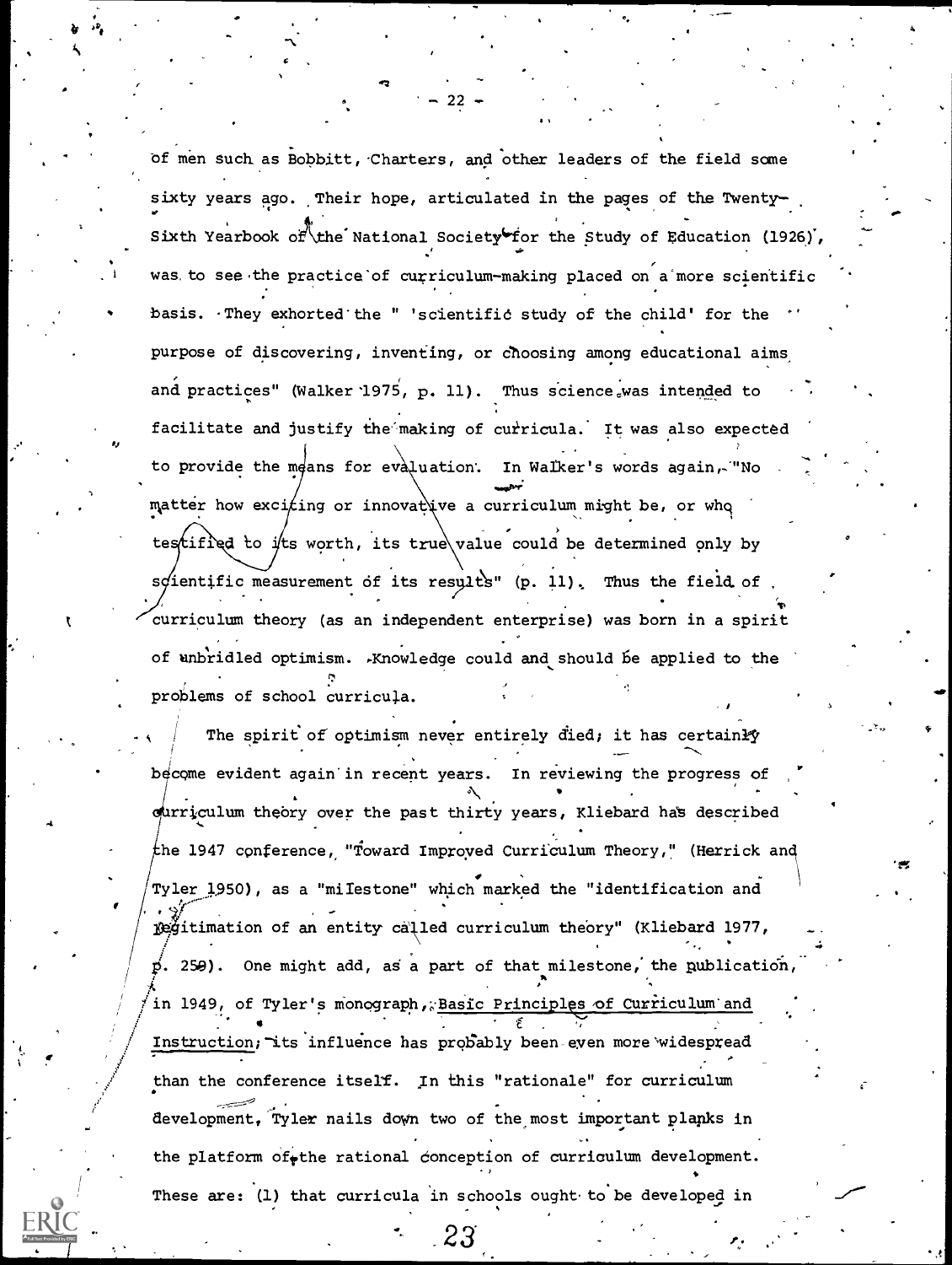of men such as Bobbitt, Charters, and other leaders of the field some sixty years ago. Their hope, articulated in the pages of the Twenty-Sixth Yearbook of the National Society for the Study of Education (1926), was to see the practice of curriculum-making placed on a more scientific basis. They exhorted the " 'scientific study of the child' for the purpose of discovering, inventing, or choosing among educational aims and practices" (Walker 1975, p. 11). Thus science was intended to facilitate and justify the making of curricula. It was also expected to provide the means for evaluation. In Walker's words again, "No matter how exciting or innovative a curriculum might be, or who testified to its worth, its true value could be determined only by scientific measurement of its results" (p. 11). Thus the field of curriculum theory (as an independent enterprise) was born in a spirit of unbridled optimism. Knowledge could and should be applied to the problems of school curricula.

The spirit of optimism never entirely died; it has certainly become evident again in recent years. In reviewing the progress of curriculum theory over the past thirty years, Kliebard has described the 1947 conference, "Toward Improved Curriculum Theory," (Herrick and Tyler 1950), as a "milestone" which marked the "identification and legitimation of an entity called curriculum theory" (Kliebard 1977, p. 259). One might add, as a part of that milestone, the publication, in 1949, of Tyler's monograph, Basic Principles of Curriculum and Instruction; its influence has probably been even more widespread than the conference itself. In this "rationale" for curriculum development, Tyler nails down two of the most important planks in the platform of the rational conception of curriculum development. These are: (1) that curricula in schools ought to be developed in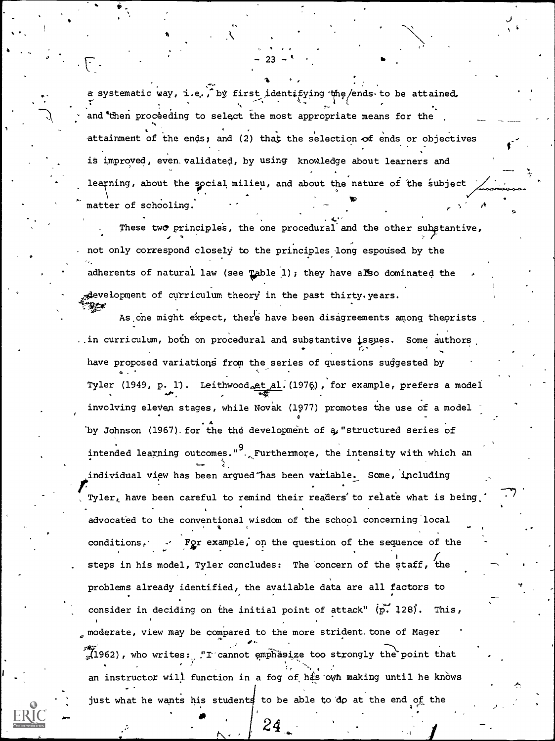a systematic way, i.e., by first identifying the ends to be attained and then proceeding to select the most appropriate means for the attainment of the ends; and (2) that the selection of ends or objectives is improved, even validated, by using knowledge about learners and learning, about the social milieu, and about the nature of the subject matter of schooling.

These two principles, the one procedural and the other substantive, not only correspond closely to the principles long espoused by the adherents of natural law (see Table 1); they have also dominated the development of curriculum theory in the past thirty years.

As one might expect, there have been disagreements among theorists in curriculum, both on procedural and substantive issues. Some authors have proposed variations from the series of questions suggested by Tyler (1949, p. 1). Leithwood et al. (1976), for example, prefers a model involving eleven stages, while Novak (1977) promotes the use of a model by Johnson (1967) for the development of a "structured series of intended learning outcomes."[9] Furthermore, the intensity with which an individual view has been argued has been variable. Some, including Tyler, have been careful to remind their readers to relate what is being advocated to the conventional wisdom of the school concerning local conditions. For example, on the question of the sequence of the steps in his model, Tyler concludes: The concern of the staff, the problems already identified, the available data are all factors to consider in deciding on the initial point of attack" (p. 128). This, moderate, view may be compared to the more strident tone of Mager (1962), who writes: "I cannot emphasize too strongly the point that an instructor will function in a fog of his own making until he knows just what he wants his students to be able to do at the end of the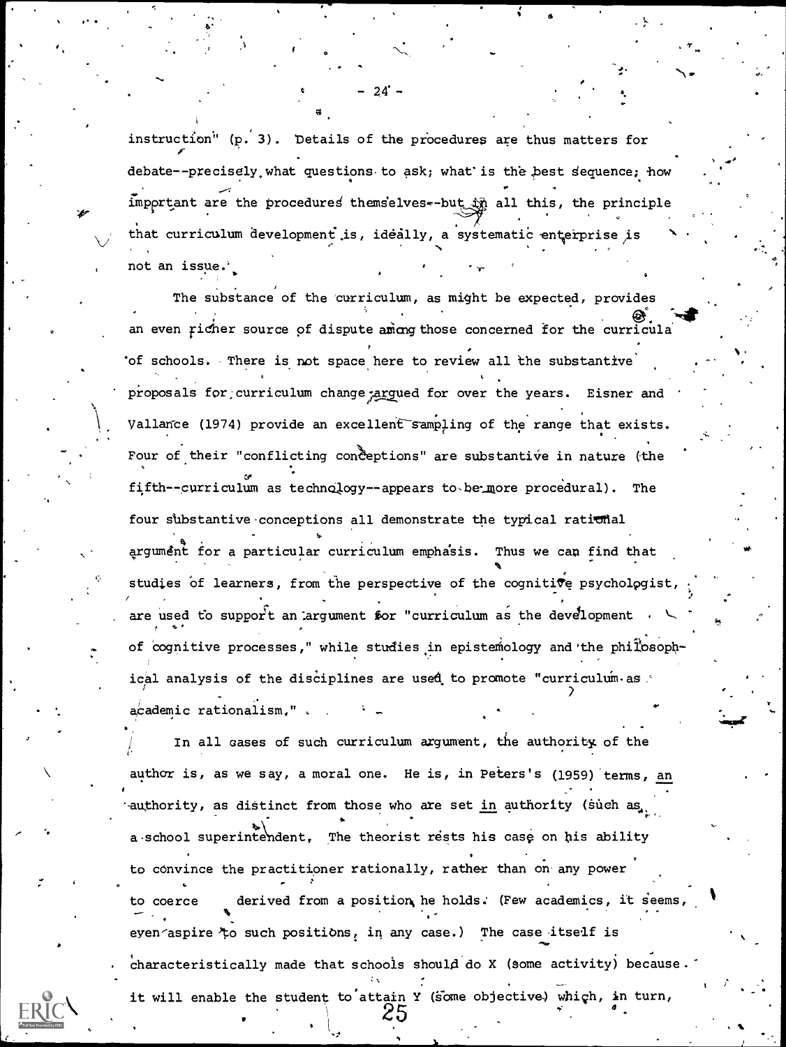instruction" (p. 3). Details of the procedures are thus matters for debate--precisely what questions to ask; what is the best sequence; how important are the procedures themselves--but in all this, the principle that curriculum development is, ideally, a systematic enterprise is not an issue.

The substance of the curriculum, as might be expected, provides an even richer source of dispute among those concerned for the curricula of schools. There is not space here to review all the substantive proposals for curriculum change argued for over the years. Eisner and Vallance (1974) provide an excellent sampling of the range that exists. Four of their "conflicting conceptions" are substantive in nature (the fifth--curriculum as technology--appears to be more procedural). The four substantive conceptions all demonstrate the typical rational argument for a particular curriculum emphasis. Thus we can find that studies of learners, from the perspective of the cognitive psychologist, are used to support an argument for "curriculum as the development of cognitive processes," while studies in epistemology and the philosophical analysis of the disciplines are used to promote "curriculum as academic rationalism."

In all cases of such curriculum argument, the authority of the author is, as we say, a moral one. He is, in Peters's (1959) terms, an authority, as distinct from those who are set in authority (such as a school superintendent. The theorist rests his case on his ability to convince the practitioner rationally, rather than on any power to coerce derived from a position he holds. (Few academics, it seems, even aspire to such positions, in any case.) The case itself is characteristically made that schools should do X (some activity) because it will enable the student to attain Y (some objective) which, in turn,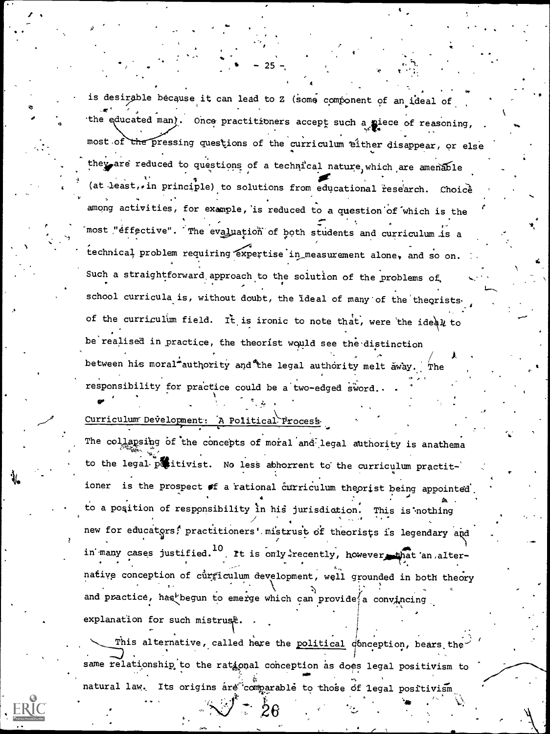is desirable because it can lead to Z (some component of an ideal of the educated man). Once practitioners accept such a piece of reasoning, most of the pressing questions of the curriculum either disappear, or else they are reduced to questions of a technical nature which are amenable (at least, in principle) to solutions from educational research. Choice among activities, for example, is reduced to a question of which is the most "effective". The evaluation of both students and curriculum is a technical problem requiring expertise in measurement alone, and so on. Such a straightforward approach to the solution of the problems of school curricula is, without doubt, the ideal of many of the theorists of the curriculum field. It is ironic to note that, were the ideal to be realised in practice, the theorist would see the distinction between his moral authority and the legal authority melt away. The responsibility for practice could be a two-edged sword.

## Curriculum Development: A Political Process

The collapsing of the concepts of moral and legal authority is anathema to the legal positivist. No less abhorrent to the curriculum practitioner is the prospect of a rational curriculum theorist being appointed to a position of responsibility in his jurisdiction. This is nothing new for educators; practitioners' mistrust of theorists is legendary and in many cases justified.[10] It is only recently, however, that an alternative conception of curriculum development, well grounded in both theory and practice, has begun to emerge which can provide a convincing explanation for such mistrust.

This alternative, called here the <u>political</u> conception, bears the same relationship to the rational conception as does legal positivism to natural law. Its origins are comparable to those of legal positivism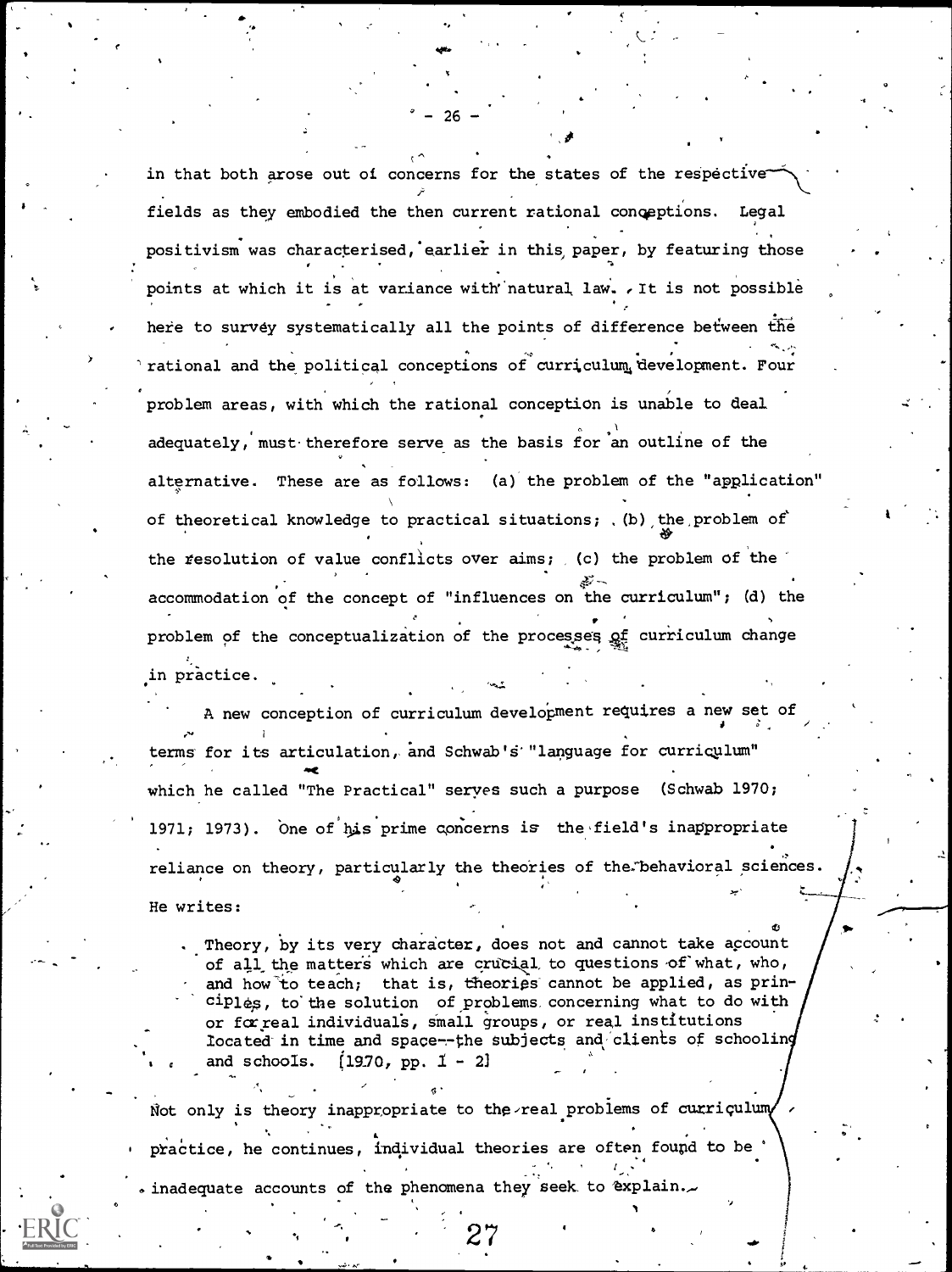in that both arose out of concerns for the states of the respective fields as they embodied the then current rational conceptions. Legal positivism was characterised, earlier in this paper, by featuring those points at which it is at variance with natural law. It is not possible here to survey systematically all the points of difference between the rational and the political conceptions of curriculum development. Four problem areas, with which the rational conception is unable to deal adequately, must therefore serve as the basis for an outline of the alternative. These are as follows: (a) the problem of the "application" of theoretical knowledge to practical situations; (b) the problem of the resolution of value conflicts over aims; (c) the problem of the accommodation of the concept of "influences on the curriculum"; (d) the problem of the conceptualization of the processes of curriculum change in practice.

A new conception of curriculum development requires a new set of terms for its articulation, and Schwab's "language for curriculum" which he called "The Practical" serves such a purpose (Schwab 1970; 1971; 1973). One of his prime concerns is the field's inappropriate reliance on theory, particularly the theories of the behavioral sciences. He writes:

> Theory, by its very character, does not and cannot take account of all the matters which are crucial to questions of what, who, and how to teach; that is, theories cannot be applied, as principles, to the solution of problems concerning what to do with or for real individuals, small groups, or real institutions located in time and space--the subjects and clients of schooling and schools. [1970, pp. 1 - 2]

Not only is theory inappropriate to the real problems of curriculum practice, he continues, individual theories are often found to be inadequate accounts of the phenomena they seek to explain.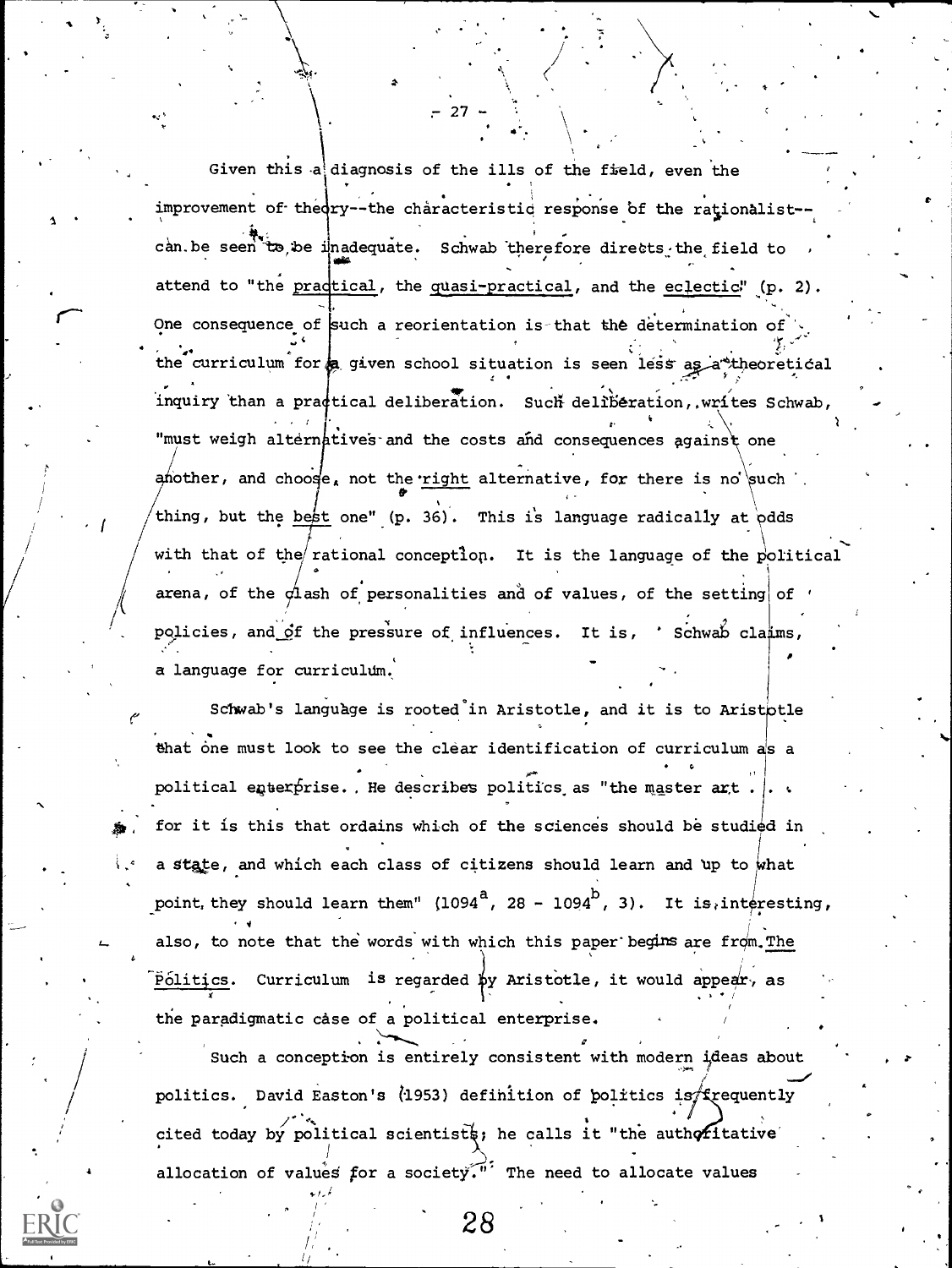Given this a diagnosis of the ills of the field, even the improvement of theory--the characteristic response of the rationalist--can be seen to be inadequate. Schwab therefore directs the field to attend to "the practical, the quasi-practical, and the eclectic" (p. 2). One consequence of such a reorientation is that the determination of the curriculum for a given school situation is seen less as a theoretical inquiry than a practical deliberation. Such deliberation, writes Schwab, "must weigh alternatives and the costs and consequences against one another, and choose, not the right alternative, for there is no such thing, but the best one" (p. 36). This is language radically at odds with that of the rational conception. It is the language of the political arena, of the clash of personalities and of values, of the setting of policies, and of the pressure of influences. It is, Schwab claims, a language for curriculum.

Schwab's language is rooted in Aristotle, and it is to Aristotle that one must look to see the clear identification of curriculum as a political enterprise. He describes politics as "the master art . . . for it is this that ordains which of the sciences should be studied in a state, and which each class of citizens should learn and up to what point they should learn them" ($1094^a$, 28 - $1094^b$, 3). It is interesting, also, to note that the words with which this paper begins are from The Politics. Curriculum is regarded by Aristotle, it would appear, as the paradigmatic case of a political enterprise.

Such a conception is entirely consistent with modern ideas about politics. David Easton's (1953) definition of politics is frequently cited today by political scientists; he calls it "the authoritative allocation of values for a society." The need to allocate values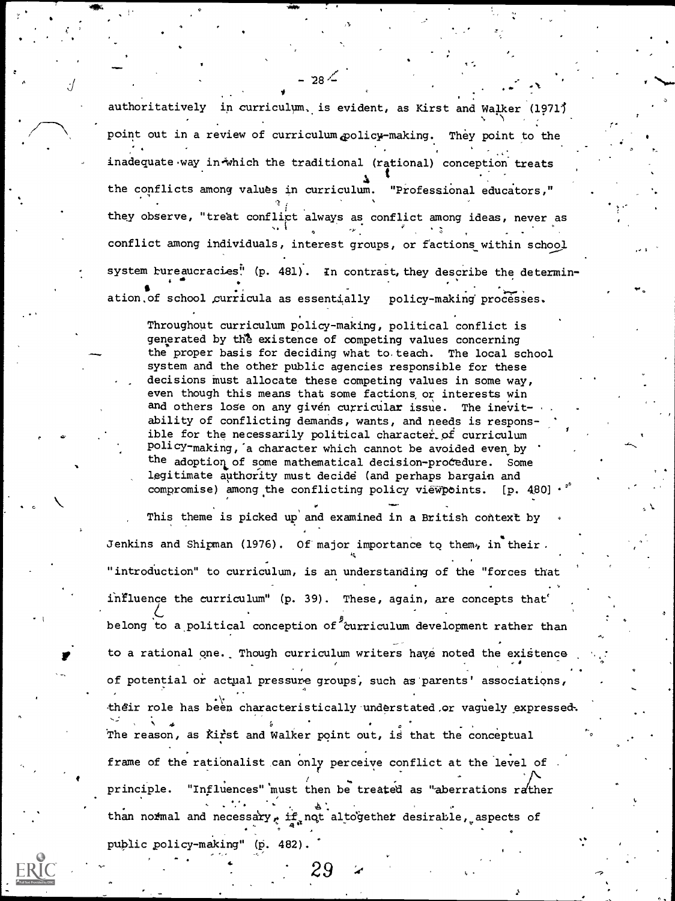authoritatively in curriculum, is evident, as Kirst and Walker (1971) point out in a review of curriculum policy-making. They point to the inadequate way in which the traditional (rational) conception treats the conflicts among values in curriculum. "Professional educators," they observe, "treat conflict always as conflict among ideas, never as conflict among individuals, interest groups, or factions within school system bureaucracies" (p. 481). In contrast, they describe the determination of school curricula as essentially policy-making processes.

> Throughout curriculum policy-making, political conflict is generated by the existence of competing values concerning the proper basis for deciding what to teach. The local school system and the other public agencies responsible for these decisions must allocate these competing values in some way, even though this means that some factions or interests win and others lose on any given curricular issue. The inevitability of conflicting demands, wants, and needs is responsible for the necessarily political character of curriculum policy-making, a character which cannot be avoided even by the adoption of some mathematical decision-procedure. Some legitimate authority must decide (and perhaps bargain and compromise) among the conflicting policy viewpoints. [p. 480]

This theme is picked up and examined in a British context by Jenkins and Shipman (1976). Of major importance to them, in their "introduction" to curriculum, is an understanding of the "forces that influence the curriculum" (p. 39). These, again, are concepts that belong to a political conception of curriculum development rather than to a rational one. Though curriculum writers have noted the existence of potential or actual pressure groups, such as parents' associations, their role has been characteristically understated or vaguely expressed. The reason, as Kirst and Walker point out, is that the conceptual frame of the rationalist can only perceive conflict at the level of principle. "Influences" must then be treated as "aberrations rather than normal and necessary, if not altogether desirable, aspects of public policy-making" (p. 482).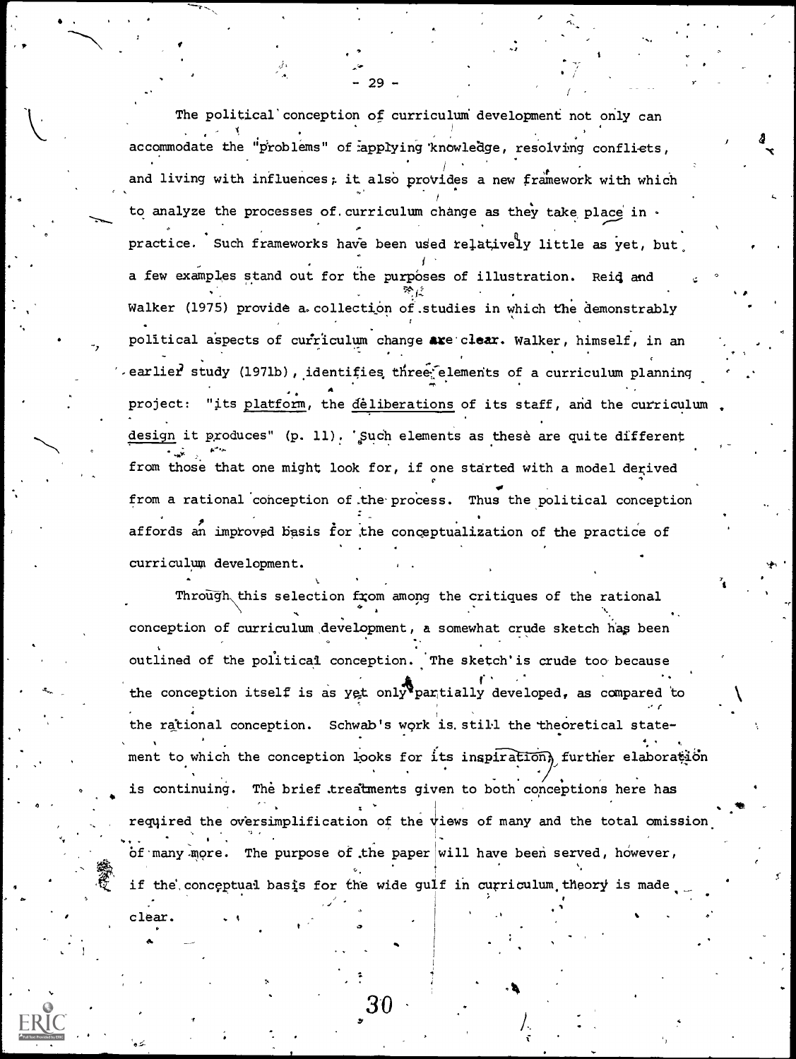The political conception of curriculum development not only can accommodate the "problems" of applying knowledge, resolving conflicts, and living with influences; it also provides a new framework with which to analyze the processes of curriculum change as they take place in practice. Such frameworks have been used relatively little as yet, but a few examples stand out for the purposes of illustration. Reid and Walker (1975) provide a collection of studies in which the demonstrably political aspects of curriculum change are clear. Walker, himself, in an earlier study (1971b), identifies three elements of a curriculum planning project: "its platform, the deliberations of its staff, and the curriculum design it produces" (p. 11). Such elements as these are quite different from those that one might look for, if one started with a model derived from a rational conception of the process. Thus the political conception affords an improved basis for the conceptualization of the practice of curriculum development.

Through this selection from among the critiques of the rational conception of curriculum development, a somewhat crude sketch has been outlined of the political conception. The sketch is crude too because the conception itself is as yet only partially developed, as compared to the rational conception. Schwab's work is still the theoretical statement to which the conception looks for its inspiration; further elaboration is continuing. The brief treatments given to both conceptions here has required the oversimplification of the views of many and the total omission of many more. The purpose of the paper will have been served, however, if the conceptual basis for the wide gulf in curriculum theory is made clear.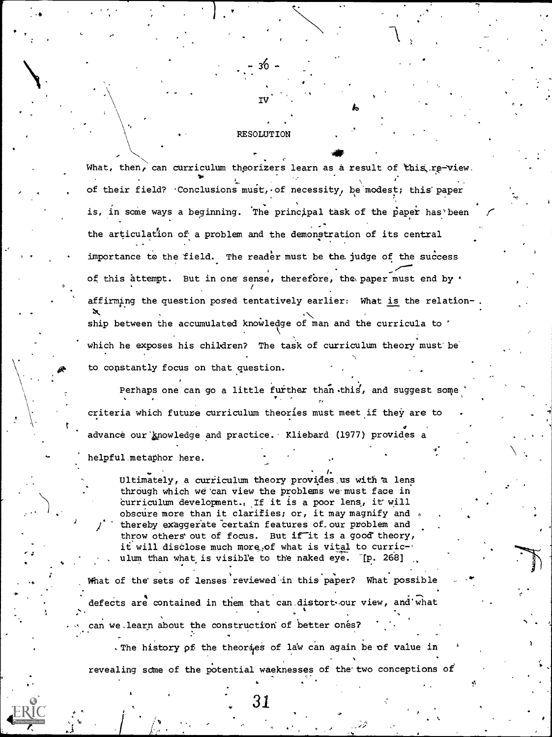## IV

## RESOLUTION

What, then, can curriculum theorizers learn as a result of this re-view of their field? Conclusions must, of necessity, be modest; this paper is, in some ways a beginning. The principal task of the paper has been the articulation of a problem and the demonstration of its central importance to the field. The reader must be the judge of the success of this attempt. But in one sense, therefore, the paper must end by affirming the question posed tentatively earlier: What *is* the relationship between the accumulated knowledge of man and the curricula to which he exposes his children? The task of curriculum theory must be to constantly focus on that question.

Perhaps one can go a little further than this, and suggest some criteria which future curriculum theories must meet if they are to advance our knowledge and practice. Kliebard (1977) provides a helpful metaphor here.

> Ultimately, a curriculum theory provides us with a lens through which we can view the problems we must face in curriculum development. If it is a poor lens, it will obscure more than it clarifies; or, it may magnify and thereby exaggerate certain features of our problem and throw others out of focus. But if it is a good theory, it will disclose much more of what is vital to curriculum than what is visible to the naked eye. [p. 268]

What of the sets of lenses reviewed in this paper? What possible defects are contained in them that can distort our view, and what can we learn about the construction of better ones?

The history of the theories of law can again be of value in revealing some of the potential waeknesses of the two conceptions of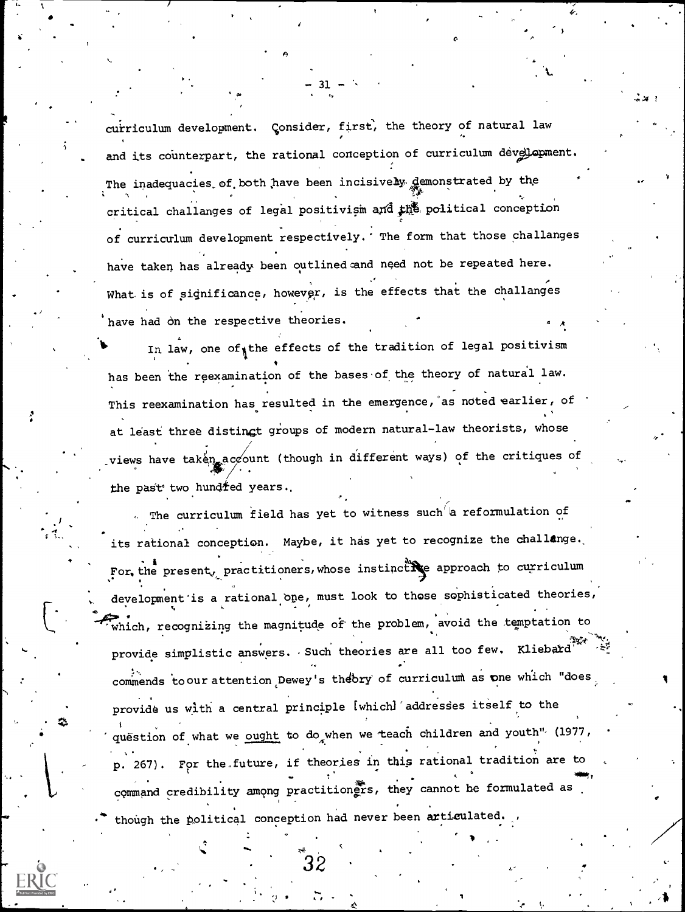curriculum development. Consider, first, the theory of natural law and its counterpart, the rational conception of curriculum development. The inadequacies of both have been incisively demonstrated by the critical challanges of legal positivism and the political conception of curriculum development respectively. The form that those challanges have taken has already been outlined and need not be repeated here. What is of significance, however, is the effects that the challanges have had on the respective theories.

In law, one of the effects of the tradition of legal positivism has been the reexamination of the bases of the theory of natural law. This reexamination has resulted in the emergence, as noted earlier, of at least three distinct groups of modern natural-law theorists, whose views have taken account (though in different ways) of the critiques of the past two hundred years.

The curriculum field has yet to witness such a reformulation of its rational conception. Maybe, it has yet to recognize the challenge. For the present, practitioners, whose instinctive approach to curriculum development is a rational one, must look to those sophisticated theories, which, recognizing the magnitude of the problem, avoid the temptation to provide simplistic answers. Such theories are all too few. Kliebard commends to our attention Dewey's theory of curriculum as one which "does provide us with a central principle [which] addresses itself to the question of what we <u>ought</u> to do when we teach children and youth" (1977, p. 267). For the future, if theories in this rational tradition are to command credibility among practitioners, they cannot be formulated as though the political conception had never been articulated.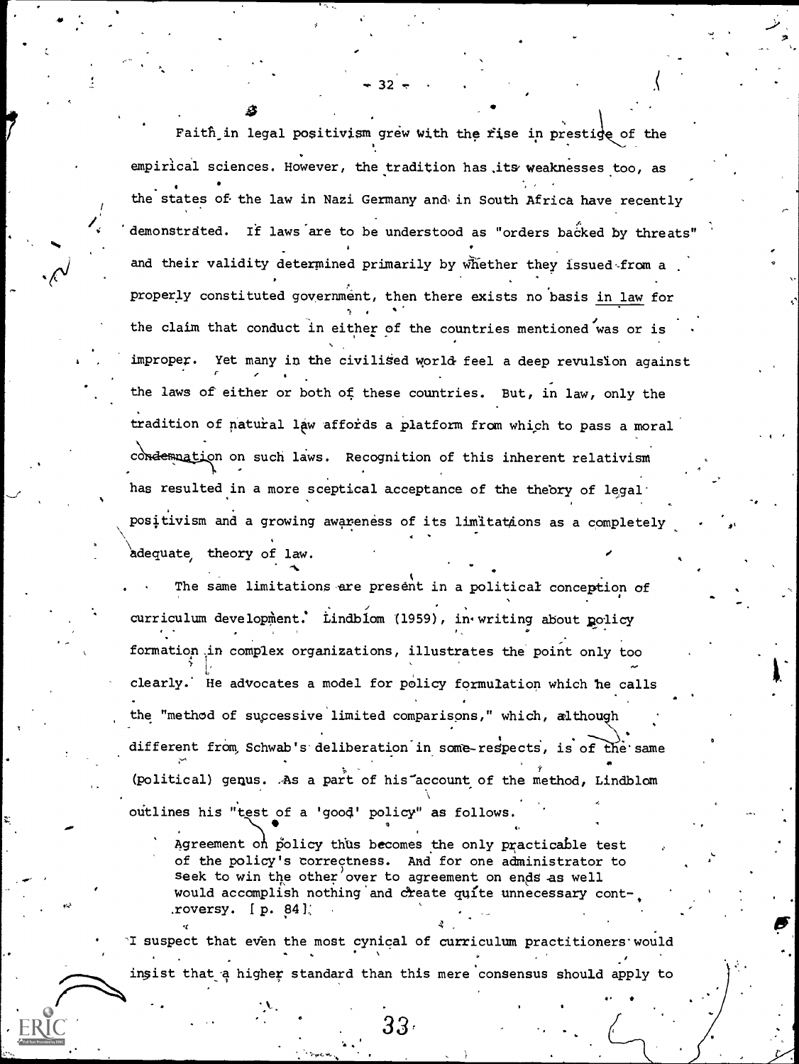Faith in legal positivism grew with the rise in prestige of the empirical sciences. However, the tradition has its weaknesses too, as the states of the law in Nazi Germany and in South Africa have recently demonstrated. If laws are to be understood as "orders backed by threats" and their validity determined primarily by whether they issued from a properly constituted government, then there exists no basis <u>in law</u> for the claim that conduct in either of the countries mentioned was or is improper. Yet many in the civilised world feel a deep revulsion against the laws of either or both of these countries. But, in law, only the tradition of natural law affords a platform from which to pass a moral condemnation on such laws. Recognition of this inherent relativism has resulted in a more sceptical acceptance of the theory of legal positivism and a growing awareness of its limitations as a completely adequate theory of law.

The same limitations are present in a political conception of curriculum development. Lindblom (1959), in writing about policy formation in complex organizations, illustrates the point only too clearly. He advocates a model for policy formulation which he calls the "method of successive limited comparisons," which, although different from Schwab's deliberation in some respects, is of the same (political) genus. As a part of his account of the method, Lindblom outlines his "test of a 'good' policy" as follows.

> Agreement on policy thus becomes the only practicable test of the policy's correctness. And for one administrator to seek to win the other over to agreement on ends as well would accomplish nothing and create quite unnecessary controversy. [p. 84]

I suspect that even the most cynical of curriculum practitioners would insist that a higher standard than this mere consensus should apply to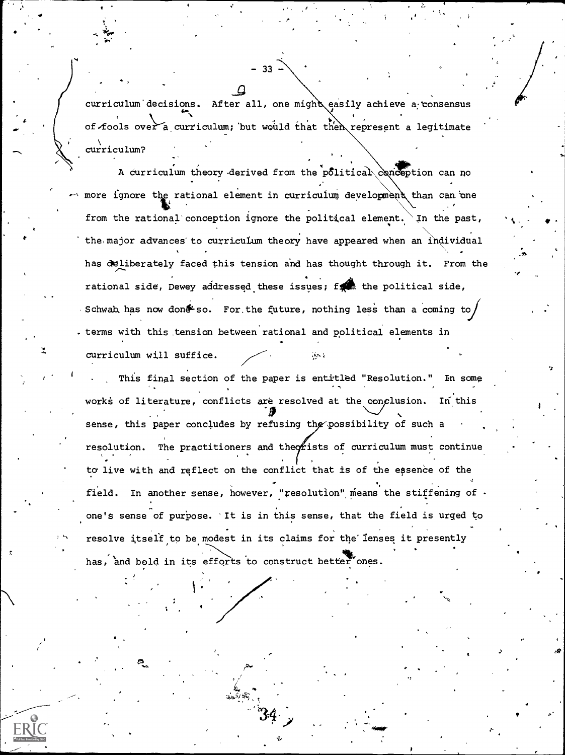curriculum decisions. After all, one might easily achieve a consensus of fools over a curriculum; but would that then represent a legitimate curriculum?

A curriculum theory derived from the political conception can no more ignore the rational element in curriculum development than can one from the rational conception ignore the political element. In the past, the major advances to curriculum theory have appeared when an individual has deliberately faced this tension and has thought through it. From the rational side, Dewey addressed these issues; from the political side, Schwab has now done so. For the future, nothing less than a coming to terms with this tension between rational and political elements in curriculum will suffice.

This final section of the paper is entitled "Resolution." In some works of literature, conflicts are resolved at the conclusion. In this sense, this paper concludes by refusing the possibility of such a resolution. The practitioners and theorists of curriculum must continue to live with and reflect on the conflict that is of the essence of the field. In another sense, however, "resolution" means the stiffening of one's sense of purpose. It is in this sense, that the field is urged to resolve itself to be modest in its claims for the lenses it presently has, and bold in its efforts to construct better ones.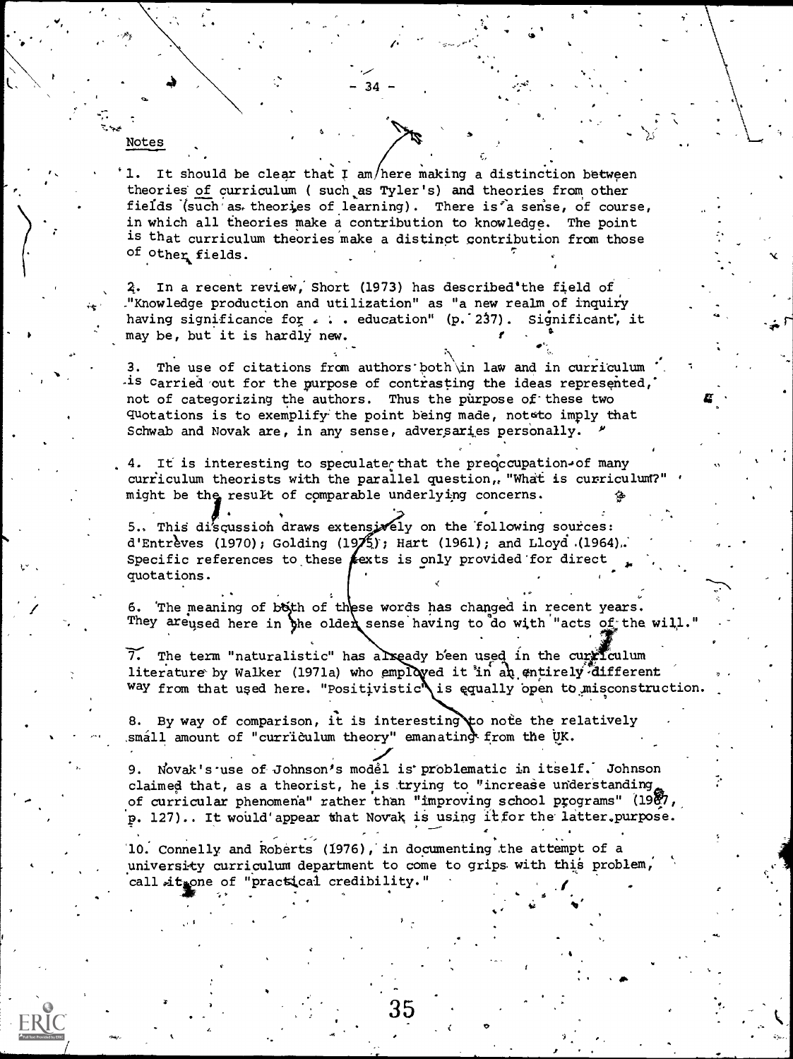## Notes

1. It should be clear that I am here making a distinction between theories of curriculum ( such as Tyler's) and theories from other fields (such as theories of learning). There is a sense, of course, in which all theories make a contribution to knowledge. The point is that curriculum theories make a distinct contribution from those of other fields.

2. In a recent review, Short (1973) has described the field of "Knowledge production and utilization" as "a new realm of inquiry having significance for . . . education" (p. 237). Significant, it may be, but it is hardly new.

3. The use of citations from authors both in law and in curriculum is carried out for the purpose of contrasting the ideas represented, not of categorizing the authors. Thus the purpose of these two quotations is to exemplify the point being made, not to imply that Schwab and Novak are, in any sense, adversaries personally.

4. It is interesting to speculate that the preoccupation of many curriculum theorists with the parallel question, "What is curriculum?" might be the result of comparable underlying concerns.

5. This discussion draws extensively on the following sources: d'Entrèves (1970); Golding (1975); Hart (1961); and Lloyd (1964). Specific references to these texts is only provided for direct quotations.

6. The meaning of both of these words has changed in recent years. They are used here in the older sense having to do with "acts of the will."

7. The term "naturalistic" has already been used in the curriculum literature by Walker (1971a) who employed it in an entirely different way from that used here. "Positivistic" is equally open to misconstruction.

8. By way of comparison, it is interesting to note the relatively small amount of "curriculum theory" emanating from the UK.

9. Novak's use of Johnson's model is problematic in itself. Johnson claimed that, as a theorist, he is trying to "increase understanding of curricular phenomena" rather than "improving school programs" (1967, p. 127). It would appear that Novak is using it for the latter purpose.

10. Connelly and Roberts (1976), in documenting the attempt of a university curriculum department to come to grips with this problem, call it one of "practical credibility."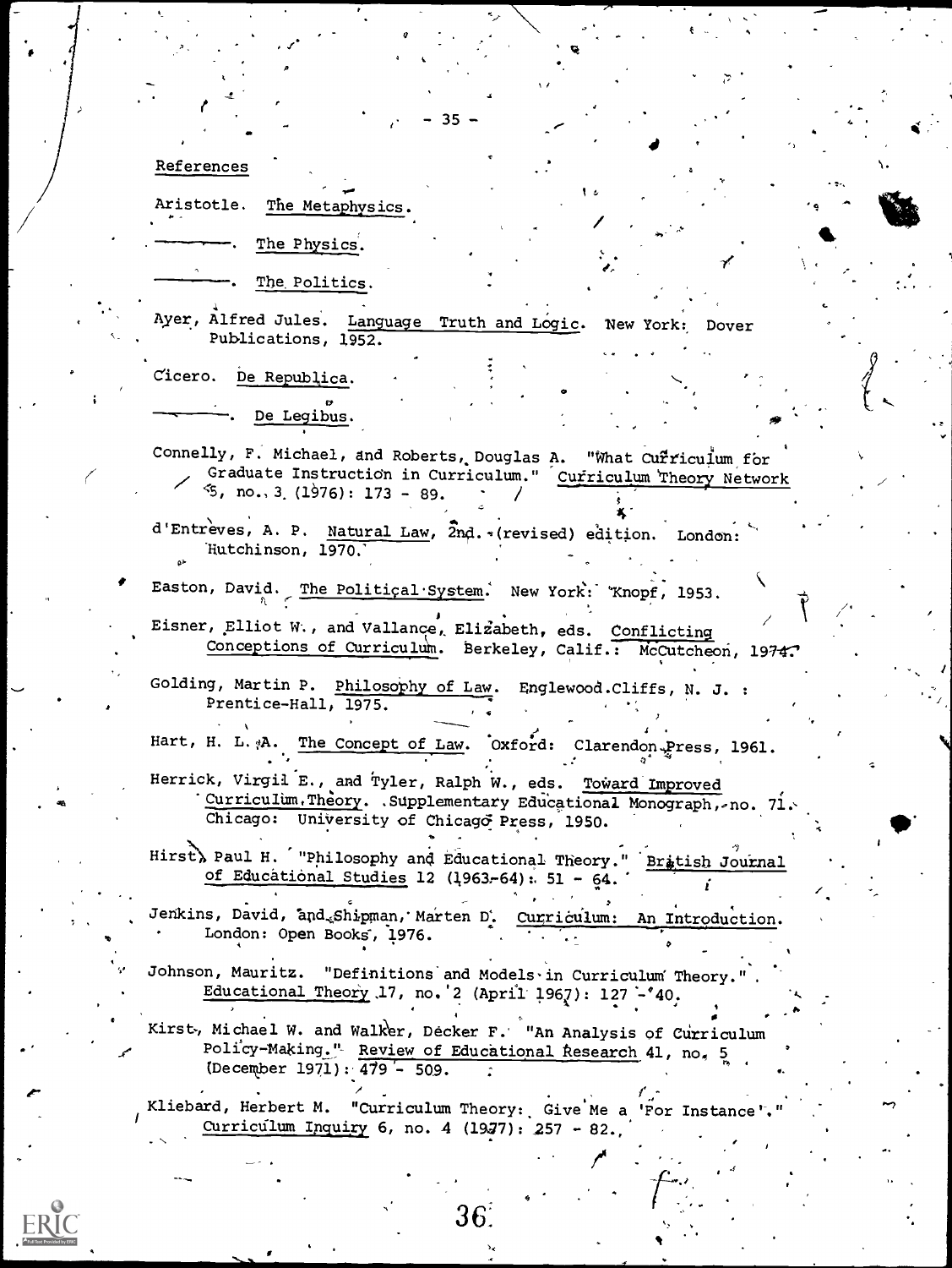## References

Aristotle. The Metaphysics.

———. The Physics.

———. The Politics.

Ayer, Alfred Jules. Language Truth and Logic. New York: Dover Publications, 1952.

Cicero. De Republica.

———. De Legibus.

Connelly, F. Michael, and Roberts, Douglas A. "What Curriculum for Graduate Instruction in Curriculum." Curriculum Theory Network 5, no. 3 (1976): 173 - 89.

d'Entrèves, A. P. Natural Law, 2nd. (revised) edition. London: Hutchinson, 1970.

Easton, David. The Political System. New York: Knopf, 1953.

Eisner, Elliot W., and Vallance, Elizabeth, eds. Conflicting Conceptions of Curriculum. Berkeley, Calif.: McCutcheon, 1974.

Golding, Martin P. Philosophy of Law. Englewood Cliffs, N. J.: Prentice-Hall, 1975.

Hart, H. L. A. The Concept of Law. Oxford: Clarendon Press, 1961.

Herrick, Virgil E., and Tyler, Ralph W., eds. Toward Improved Curriculum Theory. Supplementary Educational Monograph, no. 71. Chicago: University of Chicago Press, 1950.

Hirst, Paul H. "Philosophy and Educational Theory." British Journal of Educational Studies 12 (1963-64): 51 - 64.

Jenkins, David, and Shipman, Marten D. Curriculum: An Introduction. London: Open Books, 1976.

Johnson, Mauritz. "Definitions and Models in Curriculum Theory." Educational Theory 17, no. 2 (April 1967): 127 - 40.

Kirst, Michael W. and Walker, Decker F. "An Analysis of Curriculum Policy-Making." Review of Educational Research 41, no. 5 (December 1971): 479 - 509.

Kliebard, Herbert M. "Curriculum Theory: Give Me a 'For Instance'." Curriculum Inquiry 6, no. 4 (1977): 257 - 82.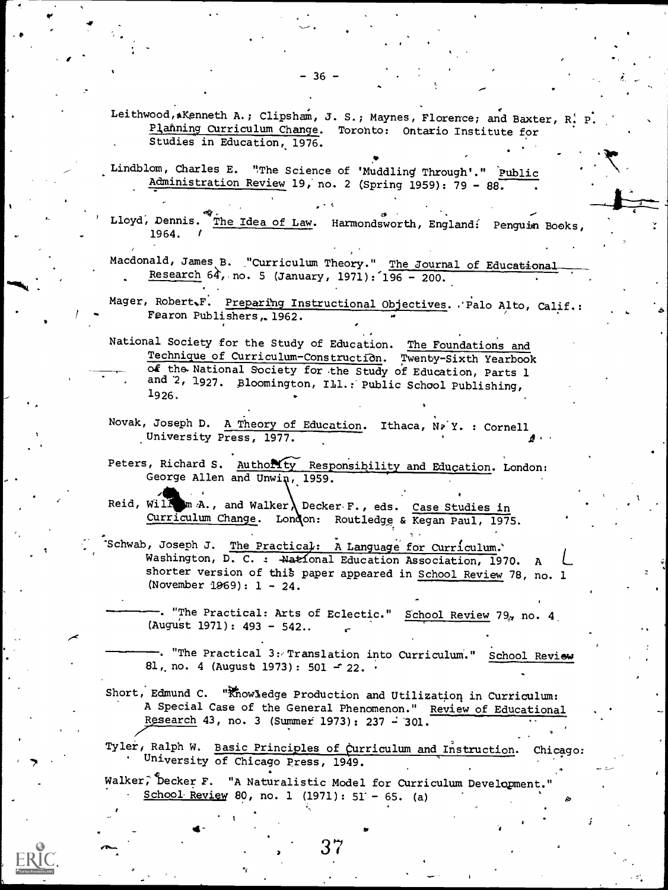Leithwood, Kenneth A.; Clipsham, J. S.; Maynes, Florence; and Baxter, R. P. Planning Curriculum Change. Toronto: Ontario Institute for Studies in Education, 1976.

Lindblom, Charles E. "The Science of 'Muddling Through'." Public Administration Review 19, no. 2 (Spring 1959): 79 - 88.

Lloyd, Dennis. The Idea of Law. Harmondsworth, England: Penguin Books, 1964.

Macdonald, James B. "Curriculum Theory." The Journal of Educational Research 64, no. 5 (January, 1971): 196 - 200.

Mager, Robert F. Preparing Instructional Objectives. Palo Alto, Calif.: Fearon Publishers, 1962.

National Society for the Study of Education. The Foundations and Technique of Curriculum-Construction. Twenty-Sixth Yearbook of the National Society for the Study of Education, Parts 1 and 2, 1927. Bloomington, Ill.: Public School Publishing, 1926.

Novak, Joseph D. A Theory of Education. Ithaca, N. Y. : Cornell University Press, 1977.

Peters, Richard S. Authority Responsibility and Education. London: George Allen and Unwin, 1959.

Reid, William A., and Walker, Decker F., eds. Case Studies in Curriculum Change. London: Routledge & Kegan Paul, 1975.

Schwab, Joseph J. The Practical: A Language for Curriculum. Washington, D. C. : National Education Association, 1970. A shorter version of this paper appeared in School Review 78, no. 1 (November 1969): 1 - 24.

———. "The Practical: Arts of Eclectic." School Review 79, no. 4 (August 1971): 493 - 542.

———. "The Practical 3: Translation into Curriculum." School Review 81, no. 4 (August 1973): 501 - 22.

Short, Edmund C. "Knowledge Production and Utilization in Curriculum: A Special Case of the General Phenomenon." Review of Educational Research 43, no. 3 (Summer 1973): 237 - 301.

Tyler, Ralph W. Basic Principles of Curriculum and Instruction. Chicago: University of Chicago Press, 1949.

Walker, Decker F. "A Naturalistic Model for Curriculum Development." School Review 80, no. 1 (1971): 51 - 65. (a)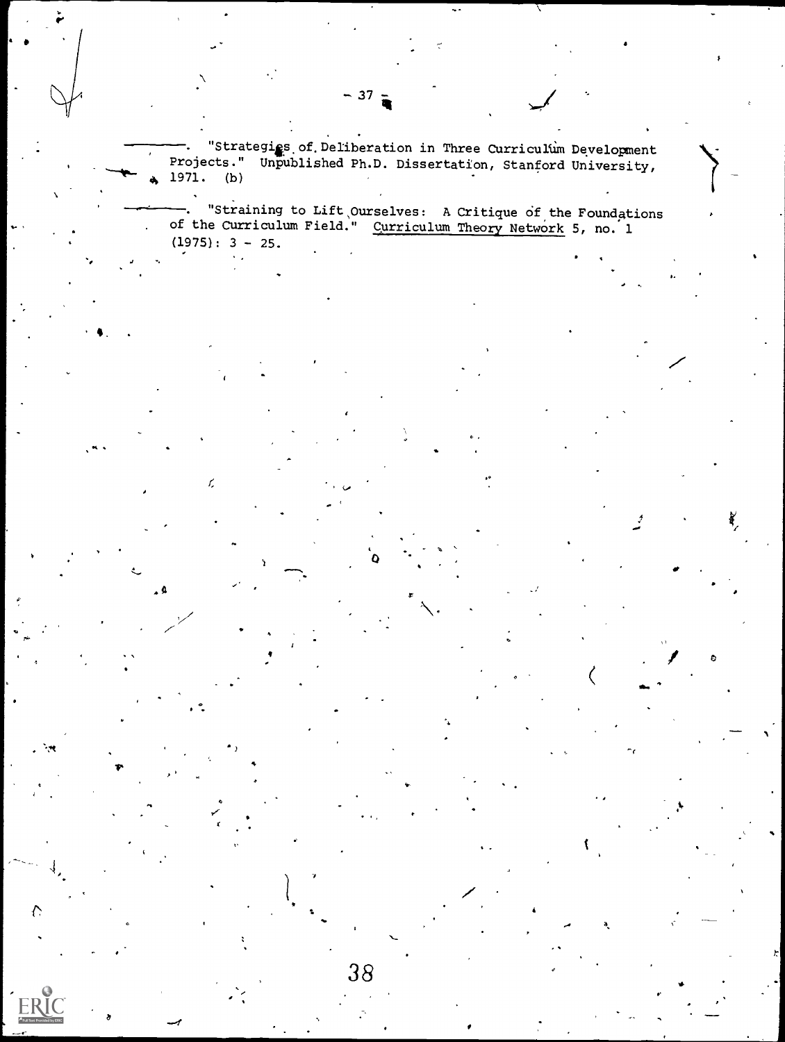———. "Strategies of Deliberation in Three Curriculum Development Projects." Unpublished Ph.D. Dissertation, Stanford University, 1971. (b)

———. "Straining to Lift Ourselves: A Critique of the Foundations of the Curriculum Field." Curriculum Theory Network 5, no. 1 (1975): 3 - 25.